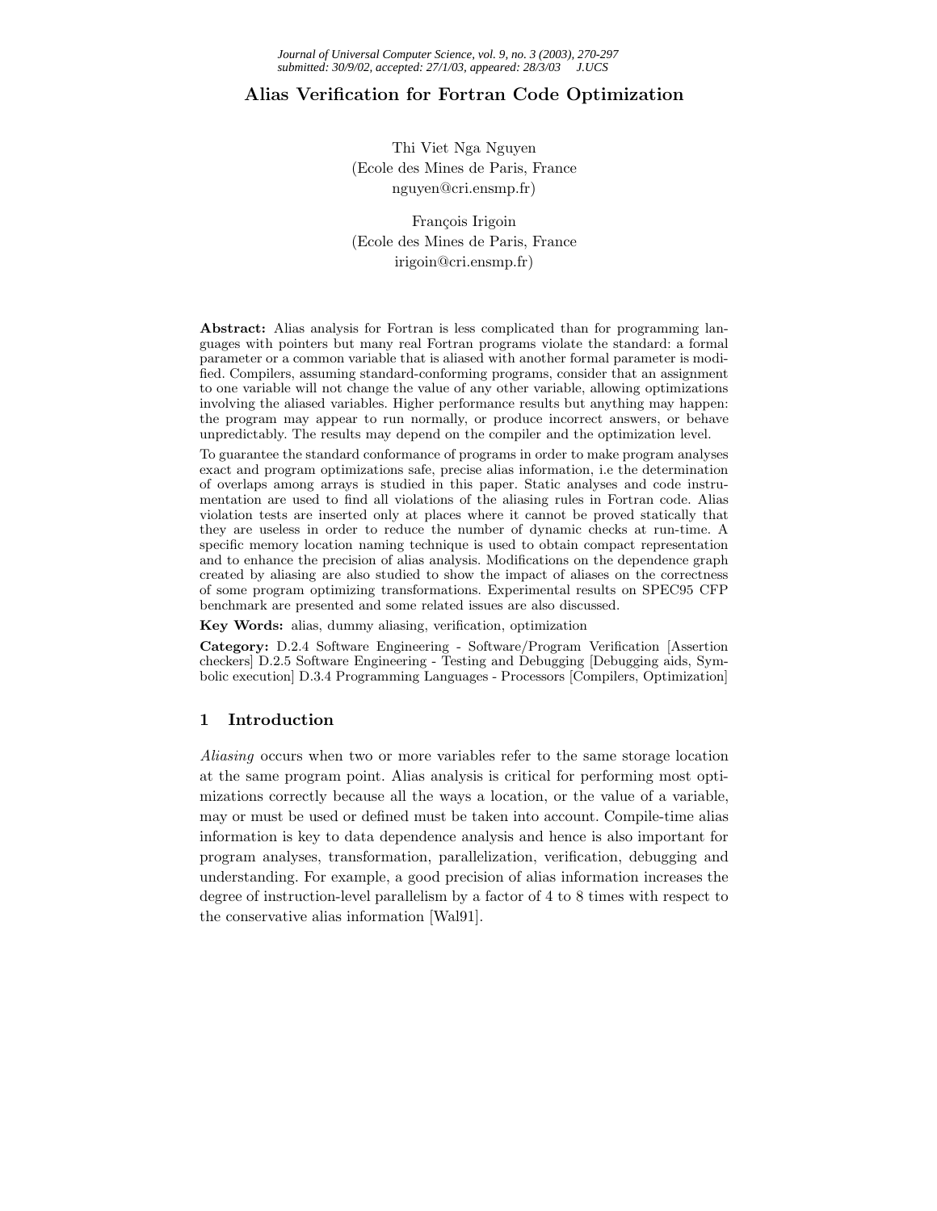# Alias Verification for Fortran Code Optimization

Thi Viet Nga Nguyen
(Ecole des Mines de Paris, France
nguyen@cri.ensmp.fr)

François Irigoin
(Ecole des Mines de Paris, France
irigoin@cri.ensmp.fr)

**Abstract:** Alias analysis for Fortran is less complicated than for programming languages with pointers but many real Fortran programs violate the standard: a formal parameter or a common variable that is aliased with another formal parameter is modified. Compilers, assuming standard-conforming programs, consider that an assignment to one variable will not change the value of any other variable, allowing optimizations involving the aliased variables. Higher performance results but anything may happen: the program may appear to run normally, or produce incorrect answers, or behave unpredictably. The results may depend on the compiler and the optimization level.

To guarantee the standard conformance of programs in order to make program analyses exact and program optimizations safe, precise alias information, i.e the determination of overlaps among arrays is studied in this paper. Static analyses and code instrumentation are used to find all violations of the aliasing rules in Fortran code. Alias violation tests are inserted only at places where it cannot be proved statically that they are useless in order to reduce the number of dynamic checks at run-time. A specific memory location naming technique is used to obtain compact representation and to enhance the precision of alias analysis. Modifications on the dependence graph created by aliasing are also studied to show the impact of aliases on the correctness of some program optimizing transformations. Experimental results on SPEC95 CFP benchmark are presented and some related issues are also discussed.

**Key Words:** alias, dummy aliasing, verification, optimization

**Category:** D.2.4 Software Engineering - Software/Program Verification [Assertion checkers] D.2.5 Software Engineering - Testing and Debugging [Debugging aids, Symbolic execution] D.3.4 Programming Languages - Processors [Compilers, Optimization]

## 1 Introduction

*Aliasing* occurs when two or more variables refer to the same storage location at the same program point. Alias analysis is critical for performing most optimizations correctly because all the ways a location, or the value of a variable, may or must be used or defined must be taken into account. Compile-time alias information is key to data dependence analysis and hence is also important for program analyses, transformation, parallelization, verification, debugging and understanding. For example, a good precision of alias information increases the degree of instruction-level parallelism by a factor of 4 to 8 times with respect to the conservative alias information [Wal91].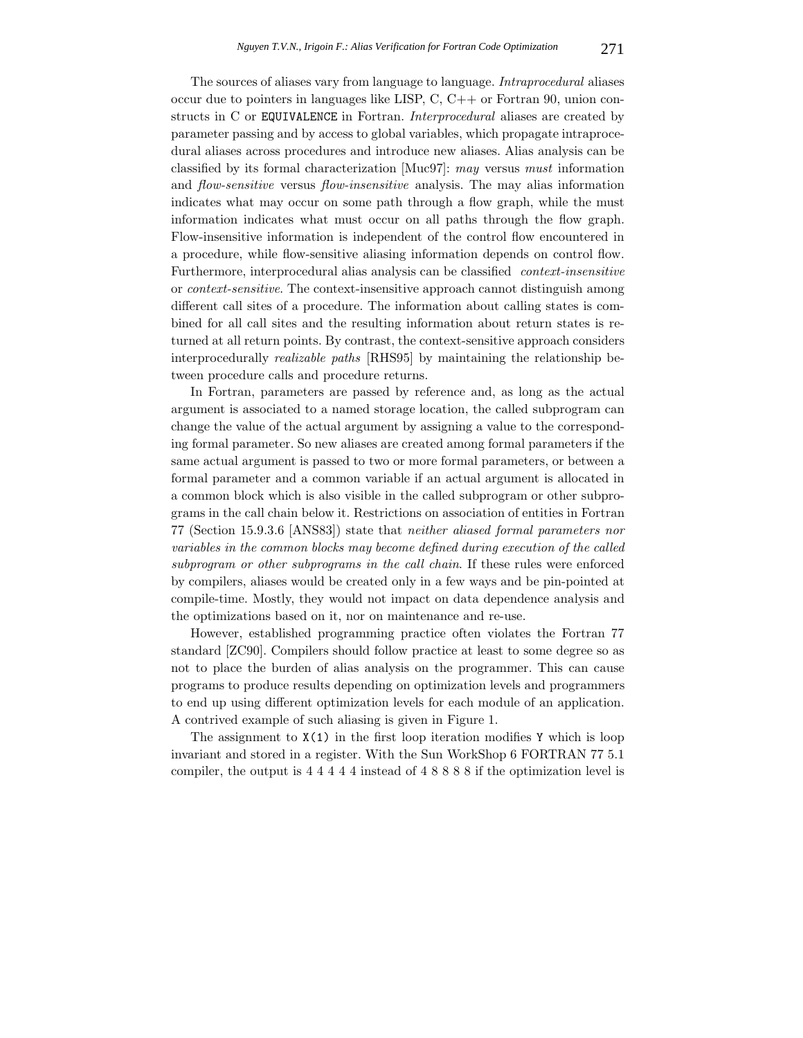The sources of aliases vary from language to language. *Intraprocedural* aliases occur due to pointers in languages like LISP, C, C++ or Fortran 90, union constructs in C or `EQUIVALENCE` in Fortran. *Interprocedural* aliases are created by parameter passing and by access to global variables, which propagate intraprocedural aliases across procedures and introduce new aliases. Alias analysis can be classified by its formal characterization [Muc97]: *may* versus *must* information and *flow-sensitive* versus *flow-insensitive* analysis. The may alias information indicates what may occur on some path through a flow graph, while the must information indicates what must occur on all paths through the flow graph. Flow-insensitive information is independent of the control flow encountered in a procedure, while flow-sensitive aliasing information depends on control flow. Furthermore, interprocedural alias analysis can be classified *context-insensitive* or *context-sensitive*. The context-insensitive approach cannot distinguish among different call sites of a procedure. The information about calling states is combined for all call sites and the resulting information about return states is returned at all return points. By contrast, the context-sensitive approach considers interprocedurally *realizable paths* [RHS95] by maintaining the relationship between procedure calls and procedure returns.

In Fortran, parameters are passed by reference and, as long as the actual argument is associated to a named storage location, the called subprogram can change the value of the actual argument by assigning a value to the corresponding formal parameter. So new aliases are created among formal parameters if the same actual argument is passed to two or more formal parameters, or between a formal parameter and a common variable if an actual argument is allocated in a common block which is also visible in the called subprogram or other subprograms in the call chain below it. Restrictions on association of entities in Fortran 77 (Section 15.9.3.6 [ANS83]) state that *neither aliased formal parameters nor variables in the common blocks may become defined during execution of the called subprogram or other subprograms in the call chain*. If these rules were enforced by compilers, aliases would be created only in a few ways and be pin-pointed at compile-time. Mostly, they would not impact on data dependence analysis and the optimizations based on it, nor on maintenance and re-use.

However, established programming practice often violates the Fortran 77 standard [ZC90]. Compilers should follow practice at least to some degree so as not to place the burden of alias analysis on the programmer. This can cause programs to produce results depending on optimization levels and programmers to end up using different optimization levels for each module of an application. A contrived example of such aliasing is given in Figure 1.

The assignment to `X(1)` in the first loop iteration modifies `Y` which is loop invariant and stored in a register. With the Sun WorkShop 6 FORTRAN 77 5.1 compiler, the output is 4 4 4 4 4 instead of 4 8 8 8 8 if the optimization level is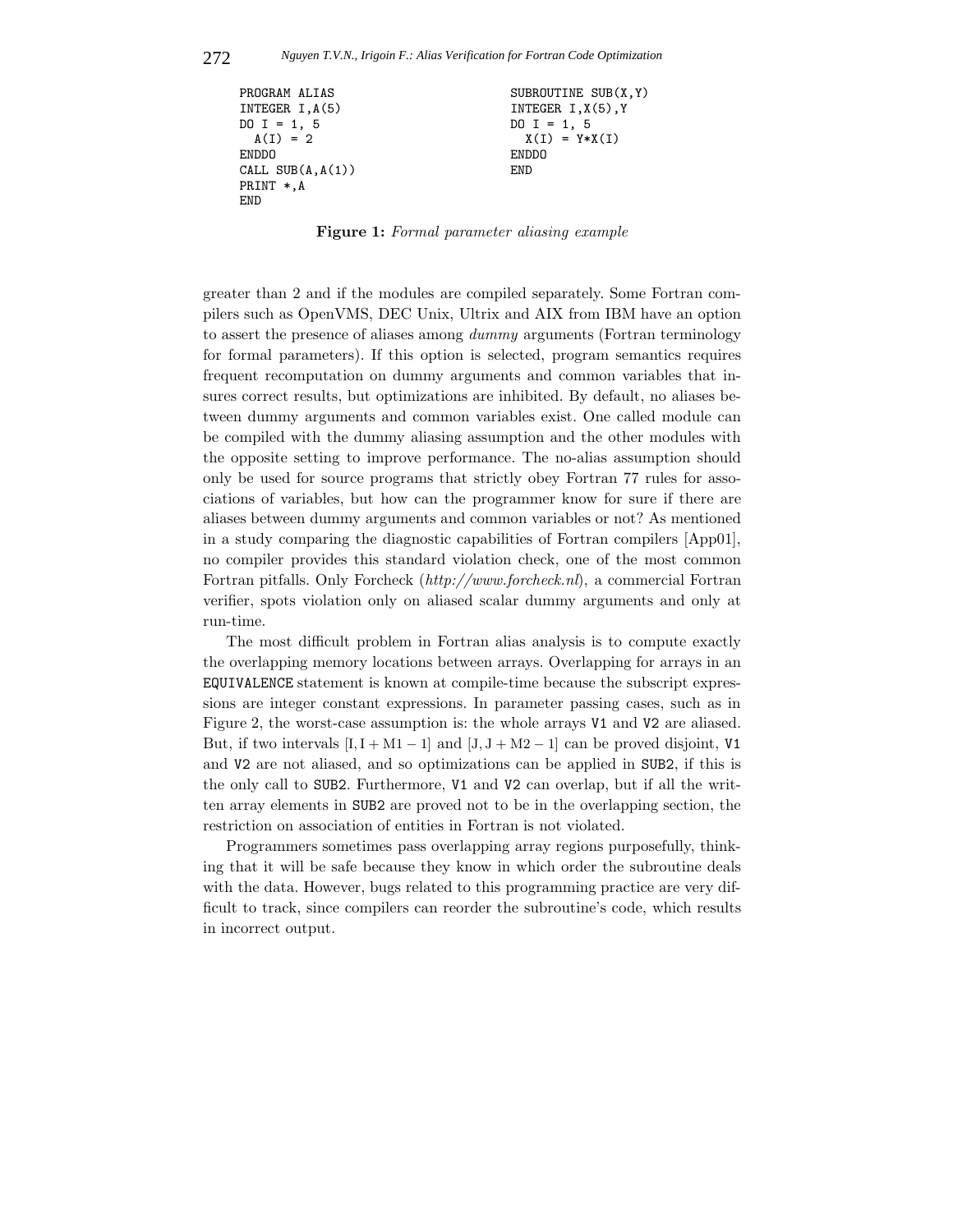```
PROGRAM ALIAS
INTEGER I,A(5)
DO I = 1, 5
  A(I) = 2
ENDDO
CALL SUB(A,A(1))
PRINT *,A
END
```

```
SUBROUTINE SUB(X,Y)
INTEGER I,X(5),Y
DO I = 1, 5
  X(I) = Y*X(I)
ENDDO
END
```

**Figure 1:** *Formal parameter aliasing example*

greater than 2 and if the modules are compiled separately. Some Fortran compilers such as OpenVMS, DEC Unix, Ultrix and AIX from IBM have an option to assert the presence of aliases among *dummy* arguments (Fortran terminology for formal parameters). If this option is selected, program semantics requires frequent recomputation on dummy arguments and common variables that insures correct results, but optimizations are inhibited. By default, no aliases between dummy arguments and common variables exist. One called module can be compiled with the dummy aliasing assumption and the other modules with the opposite setting to improve performance. The no-alias assumption should only be used for source programs that strictly obey Fortran 77 rules for associations of variables, but how can the programmer know for sure if there are aliases between dummy arguments and common variables or not? As mentioned in a study comparing the diagnostic capabilities of Fortran compilers [App01], no compiler provides this standard violation check, one of the most common Fortran pitfalls. Only Forcheck (*http://www.forcheck.nl*), a commercial Fortran verifier, spots violation only on aliased scalar dummy arguments and only at run-time.

The most difficult problem in Fortran alias analysis is to compute exactly the overlapping memory locations between arrays. Overlapping for arrays in an `EQUIVALENCE` statement is known at compile-time because the subscript expressions are integer constant expressions. In parameter passing cases, such as in Figure 2, the worst-case assumption is: the whole arrays `V1` and `V2` are aliased. But, if two intervals $[\mathrm{I}, \mathrm{I}+\mathrm{M1}-1]$ and $[\mathrm{J}, \mathrm{J}+\mathrm{M2}-1]$ can be proved disjoint, `V1` and `V2` are not aliased, and so optimizations can be applied in `SUB2`, if this is the only call to `SUB2`. Furthermore, `V1` and `V2` can overlap, but if all the written array elements in `SUB2` are proved not to be in the overlapping section, the restriction on association of entities in Fortran is not violated.

Programmers sometimes pass overlapping array regions purposefully, thinking that it will be safe because they know in which order the subroutine deals with the data. However, bugs related to this programming practice are very difficult to track, since compilers can reorder the subroutine's code, which results in incorrect output.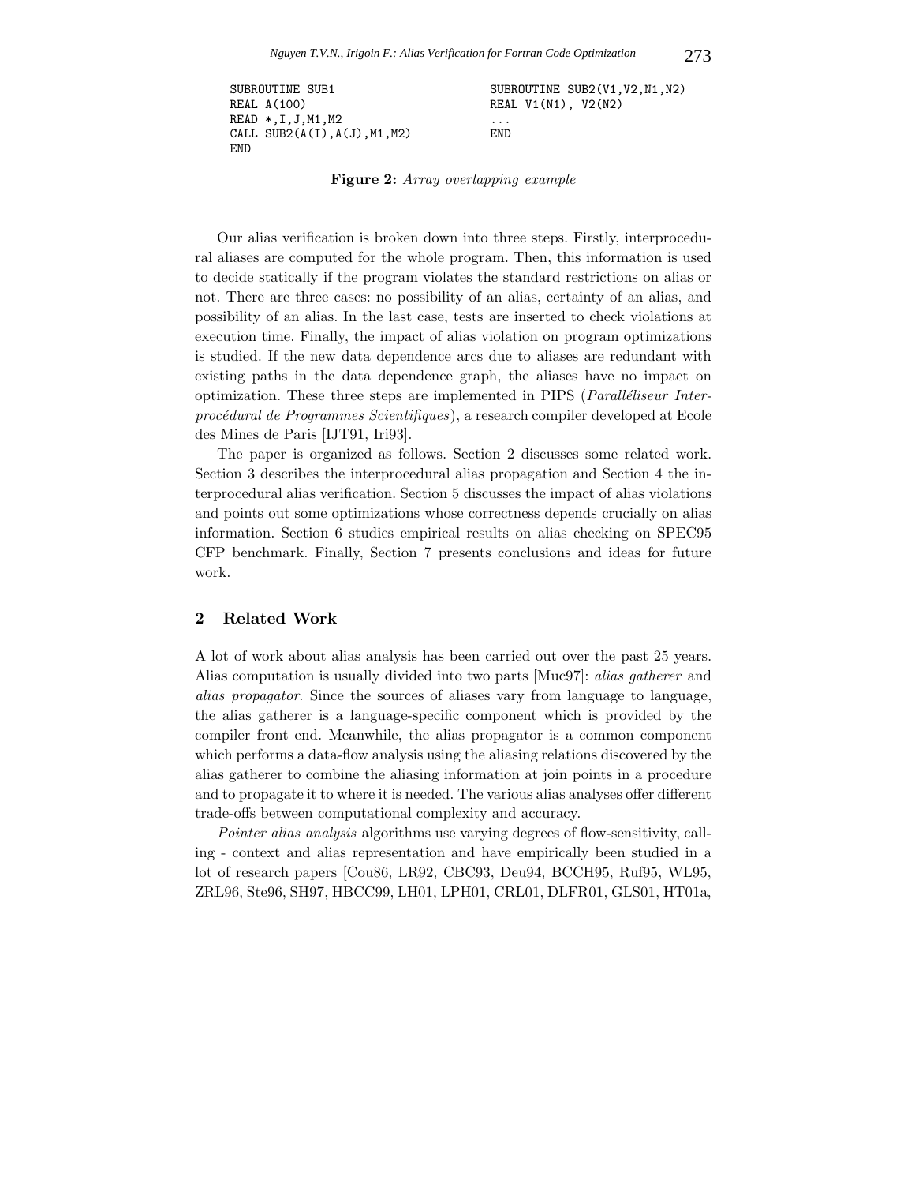```
SUBROUTINE SUB1                      SUBROUTINE SUB2(V1,V2,N1,N2)
REAL A(100)                          REAL V1(N1), V2(N2)
READ *,I,J,M1,M2                     ...
CALL SUB2(A(I),A(J),M1,M2)           END
END
```

**Figure 2:** *Array overlapping example*

Our alias verification is broken down into three steps. Firstly, interprocedural aliases are computed for the whole program. Then, this information is used to decide statically if the program violates the standard restrictions on alias or not. There are three cases: no possibility of an alias, certainty of an alias, and possibility of an alias. In the last case, tests are inserted to check violations at execution time. Finally, the impact of alias violation on program optimizations is studied. If the new data dependence arcs due to aliases are redundant with existing paths in the data dependence graph, the aliases have no impact on optimization. These three steps are implemented in PIPS (*Paralléliseur Interprocédural de Programmes Scientifiques*), a research compiler developed at Ecole des Mines de Paris [IJT91, Iri93].

The paper is organized as follows. Section 2 discusses some related work. Section 3 describes the interprocedural alias propagation and Section 4 the interprocedural alias verification. Section 5 discusses the impact of alias violations and points out some optimizations whose correctness depends crucially on alias information. Section 6 studies empirical results on alias checking on SPEC95 CFP benchmark. Finally, Section 7 presents conclusions and ideas for future work.

## 2 Related Work

A lot of work about alias analysis has been carried out over the past 25 years. Alias computation is usually divided into two parts [Muc97]: *alias gatherer* and *alias propagator*. Since the sources of aliases vary from language to language, the alias gatherer is a language-specific component which is provided by the compiler front end. Meanwhile, the alias propagator is a common component which performs a data-flow analysis using the aliasing relations discovered by the alias gatherer to combine the aliasing information at join points in a procedure and to propagate it to where it is needed. The various alias analyses offer different trade-offs between computational complexity and accuracy.

*Pointer alias analysis* algorithms use varying degrees of flow-sensitivity, calling - context and alias representation and have empirically been studied in a lot of research papers [Cou86, LR92, CBC93, Deu94, BCCH95, Ruf95, WL95, ZRL96, Ste96, SH97, HBCC99, LH01, LPH01, CRL01, DLFR01, GLS01, HT01a,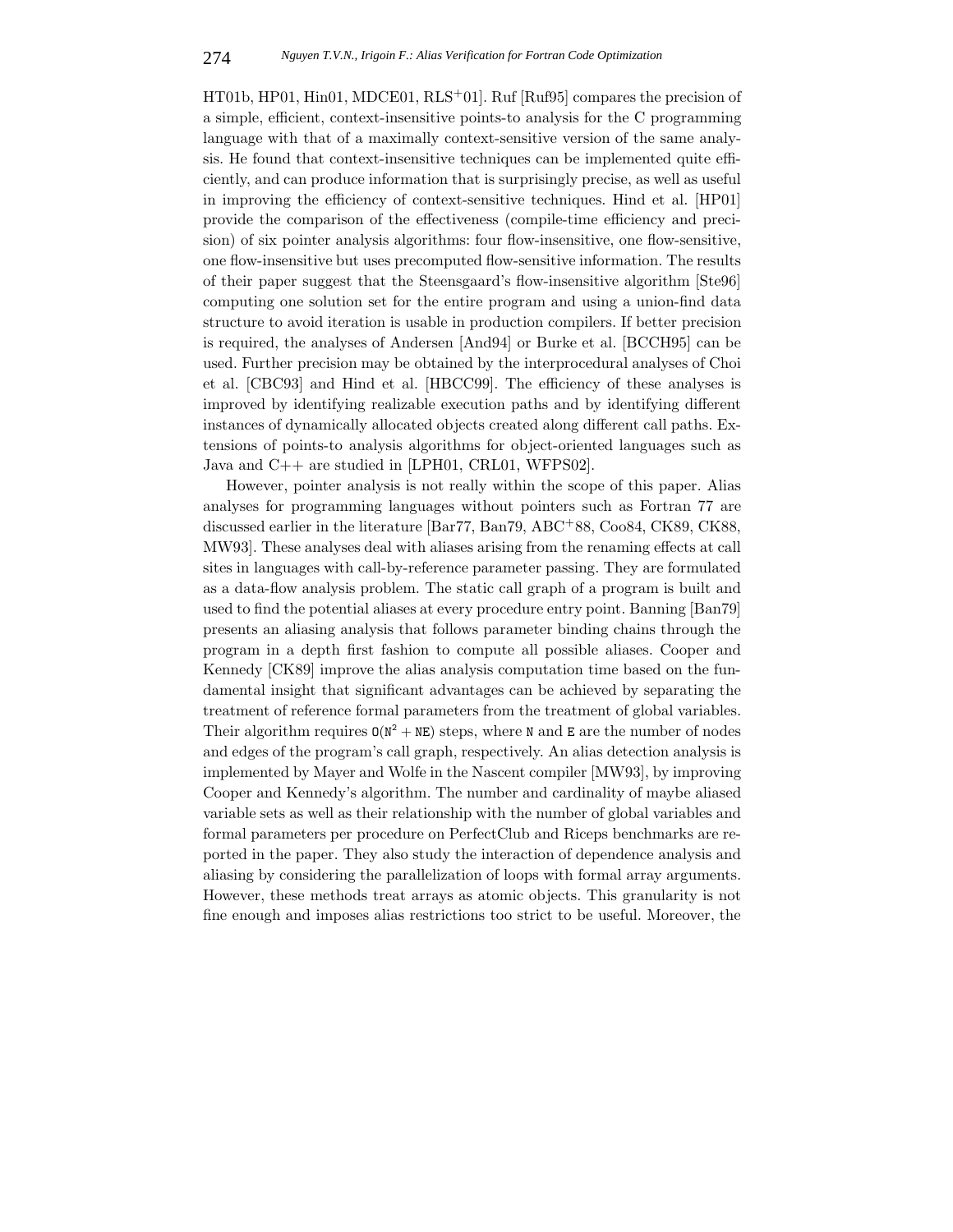HT01b, HP01, Hin01, MDCE01, RLS+01]. Ruf [Ruf95] compares the precision of a simple, efficient, context-insensitive points-to analysis for the C programming language with that of a maximally context-sensitive version of the same analysis. He found that context-insensitive techniques can be implemented quite efficiently, and can produce information that is surprisingly precise, as well as useful in improving the efficiency of context-sensitive techniques. Hind et al. [HP01] provide the comparison of the effectiveness (compile-time efficiency and precision) of six pointer analysis algorithms: four flow-insensitive, one flow-sensitive, one flow-insensitive but uses precomputed flow-sensitive information. The results of their paper suggest that the Steensgaard's flow-insensitive algorithm [Ste96] computing one solution set for the entire program and using a union-find data structure to avoid iteration is usable in production compilers. If better precision is required, the analyses of Andersen [And94] or Burke et al. [BCCH95] can be used. Further precision may be obtained by the interprocedural analyses of Choi et al. [CBC93] and Hind et al. [HBCC99]. The efficiency of these analyses is improved by identifying realizable execution paths and by identifying different instances of dynamically allocated objects created along different call paths. Extensions of points-to analysis algorithms for object-oriented languages such as Java and C++ are studied in [LPH01, CRL01, WFPS02].

However, pointer analysis is not really within the scope of this paper. Alias analyses for programming languages without pointers such as Fortran 77 are discussed earlier in the literature [Bar77, Ban79, ABC+88, Coo84, CK89, CK88, MW93]. These analyses deal with aliases arising from the renaming effects at call sites in languages with call-by-reference parameter passing. They are formulated as a data-flow analysis problem. The static call graph of a program is built and used to find the potential aliases at every procedure entry point. Banning [Ban79] presents an aliasing analysis that follows parameter binding chains through the program in a depth first fashion to compute all possible aliases. Cooper and Kennedy [CK89] improve the alias analysis computation time based on the fundamental insight that significant advantages can be achieved by separating the treatment of reference formal parameters from the treatment of global variables. Their algorithm requires $O(N^2 + NE)$ steps, where N and E are the number of nodes and edges of the program's call graph, respectively. An alias detection analysis is implemented by Mayer and Wolfe in the Nascent compiler [MW93], by improving Cooper and Kennedy's algorithm. The number and cardinality of maybe aliased variable sets as well as their relationship with the number of global variables and formal parameters per procedure on PerfectClub and Riceps benchmarks are reported in the paper. They also study the interaction of dependence analysis and aliasing by considering the parallelization of loops with formal array arguments. However, these methods treat arrays as atomic objects. This granularity is not fine enough and imposes alias restrictions too strict to be useful. Moreover, the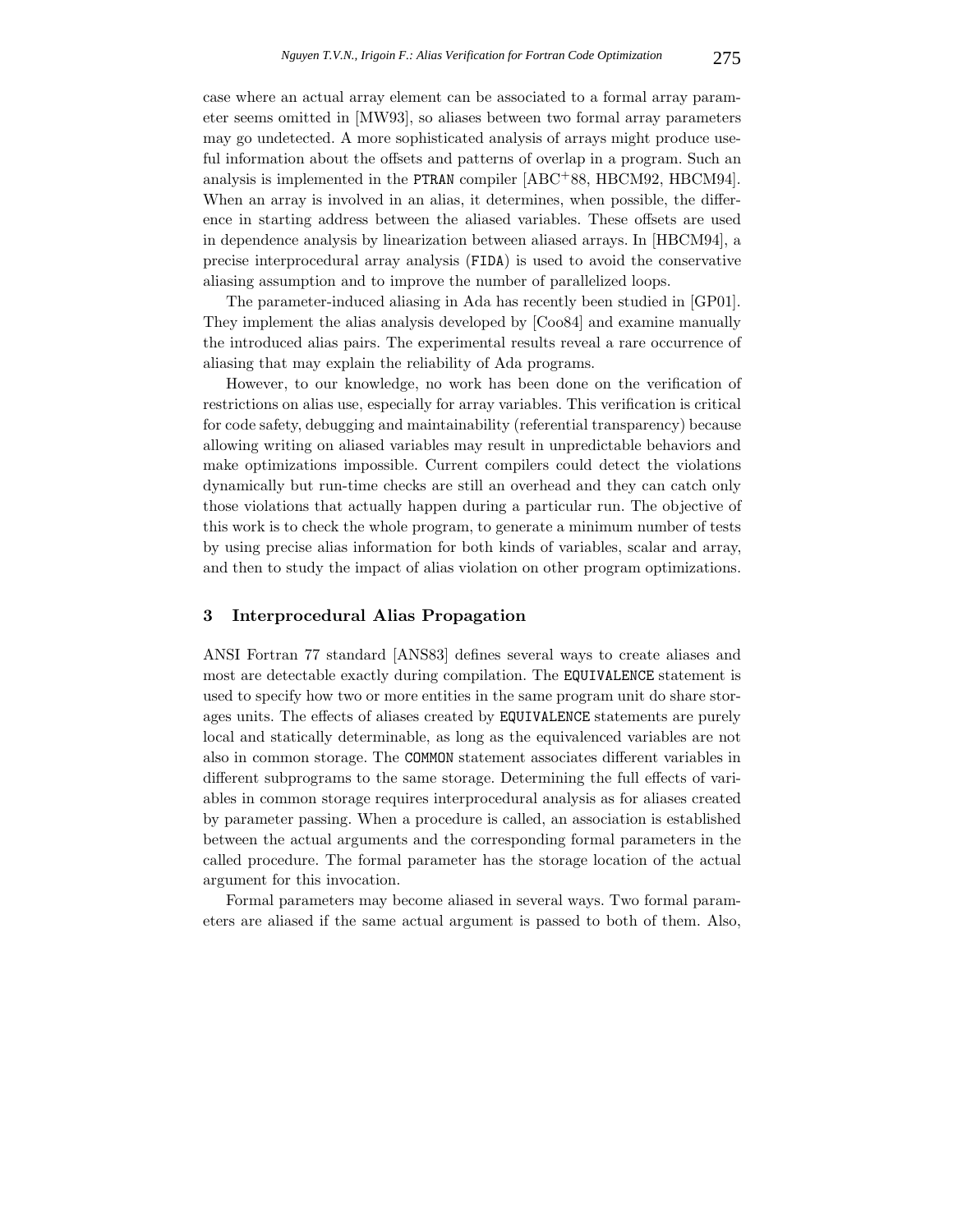case where an actual array element can be associated to a formal array parameter seems omitted in [MW93], so aliases between two formal array parameters may go undetected. A more sophisticated analysis of arrays might produce useful information about the offsets and patterns of overlap in a program. Such an analysis is implemented in the `PTRAN` compiler [ABC+88, HBCM92, HBCM94]. When an array is involved in an alias, it determines, when possible, the difference in starting address between the aliased variables. These offsets are used in dependence analysis by linearization between aliased arrays. In [HBCM94], a precise interprocedural array analysis (`FIDA`) is used to avoid the conservative aliasing assumption and to improve the number of parallelized loops.

The parameter-induced aliasing in Ada has recently been studied in [GP01]. They implement the alias analysis developed by [Coo84] and examine manually the introduced alias pairs. The experimental results reveal a rare occurrence of aliasing that may explain the reliability of Ada programs.

However, to our knowledge, no work has been done on the verification of restrictions on alias use, especially for array variables. This verification is critical for code safety, debugging and maintainability (referential transparency) because allowing writing on aliased variables may result in unpredictable behaviors and make optimizations impossible. Current compilers could detect the violations dynamically but run-time checks are still an overhead and they can catch only those violations that actually happen during a particular run. The objective of this work is to check the whole program, to generate a minimum number of tests by using precise alias information for both kinds of variables, scalar and array, and then to study the impact of alias violation on other program optimizations.

## 3 Interprocedural Alias Propagation

ANSI Fortran 77 standard [ANS83] defines several ways to create aliases and most are detectable exactly during compilation. The `EQUIVALENCE` statement is used to specify how two or more entities in the same program unit do share storages units. The effects of aliases created by `EQUIVALENCE` statements are purely local and statically determinable, as long as the equivalenced variables are not also in common storage. The `COMMON` statement associates different variables in different subprograms to the same storage. Determining the full effects of variables in common storage requires interprocedural analysis as for aliases created by parameter passing. When a procedure is called, an association is established between the actual arguments and the corresponding formal parameters in the called procedure. The formal parameter has the storage location of the actual argument for this invocation.

Formal parameters may become aliased in several ways. Two formal parameters are aliased if the same actual argument is passed to both of them. Also,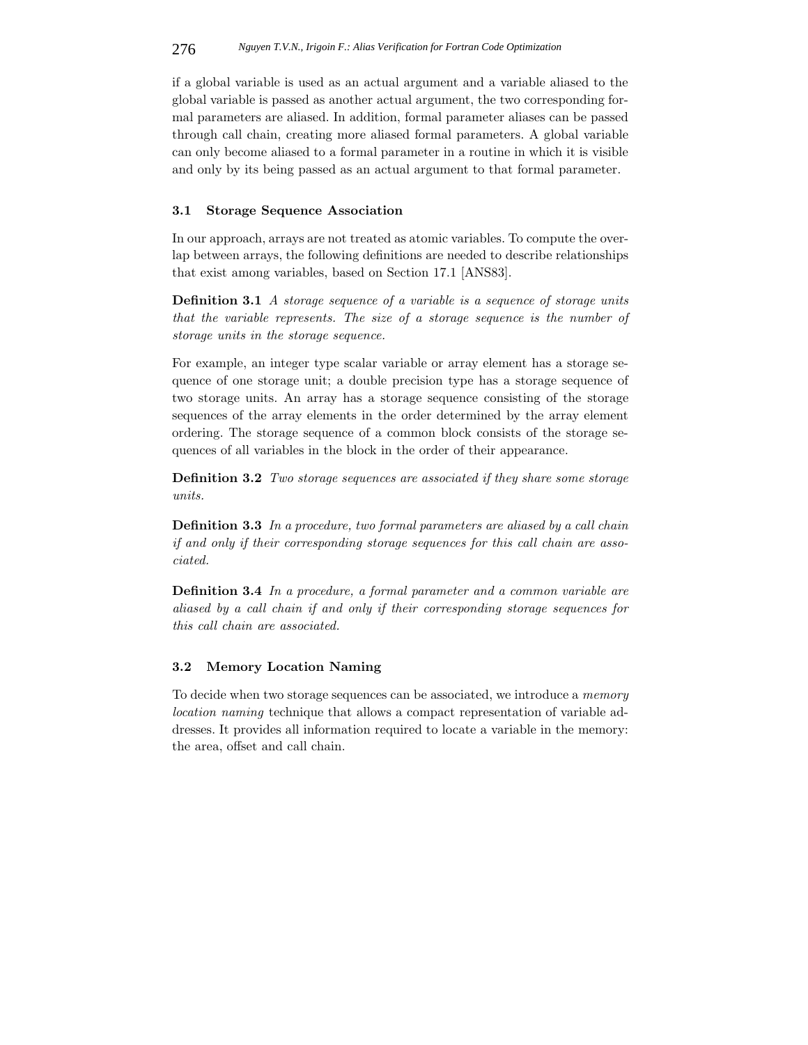if a global variable is used as an actual argument and a variable aliased to the global variable is passed as another actual argument, the two corresponding formal parameters are aliased. In addition, formal parameter aliases can be passed through call chain, creating more aliased formal parameters. A global variable can only become aliased to a formal parameter in a routine in which it is visible and only by its being passed as an actual argument to that formal parameter.

### 3.1 Storage Sequence Association

In our approach, arrays are not treated as atomic variables. To compute the overlap between arrays, the following definitions are needed to describe relationships that exist among variables, based on Section 17.1 [ANS83].

**Definition 3.1** *A storage sequence of a variable is a sequence of storage units that the variable represents. The size of a storage sequence is the number of storage units in the storage sequence.*

For example, an integer type scalar variable or array element has a storage sequence of one storage unit; a double precision type has a storage sequence of two storage units. An array has a storage sequence consisting of the storage sequences of the array elements in the order determined by the array element ordering. The storage sequence of a common block consists of the storage sequences of all variables in the block in the order of their appearance.

**Definition 3.2** *Two storage sequences are associated if they share some storage units.*

**Definition 3.3** *In a procedure, two formal parameters are aliased by a call chain if and only if their corresponding storage sequences for this call chain are associated.*

**Definition 3.4** *In a procedure, a formal parameter and a common variable are aliased by a call chain if and only if their corresponding storage sequences for this call chain are associated.*

### 3.2 Memory Location Naming

To decide when two storage sequences can be associated, we introduce a *memory location naming* technique that allows a compact representation of variable addresses. It provides all information required to locate a variable in the memory: the area, offset and call chain.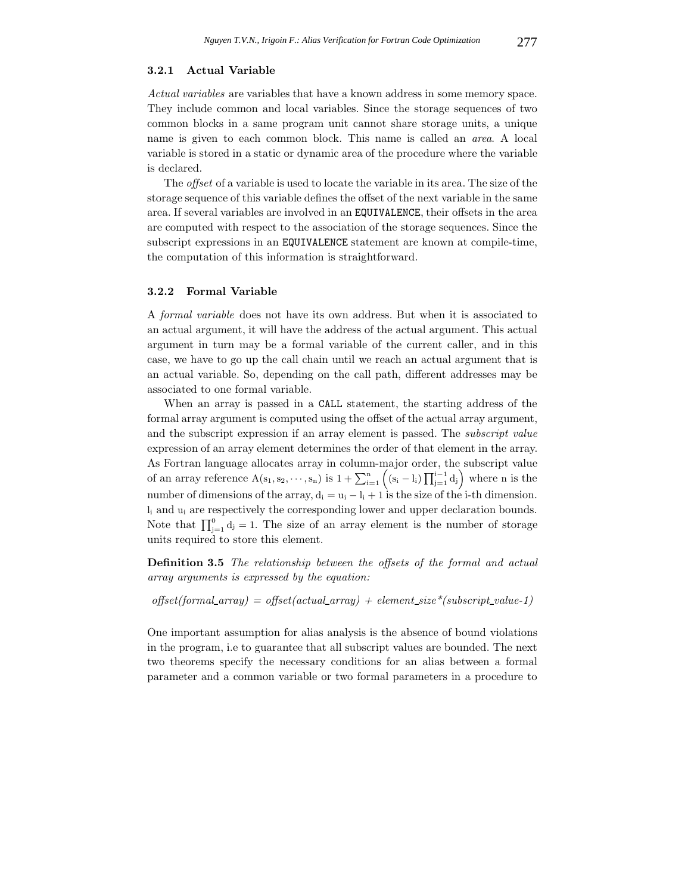### 3.2.1 Actual Variable

*Actual variables* are variables that have a known address in some memory space. They include common and local variables. Since the storage sequences of two common blocks in a same program unit cannot share storage units, a unique name is given to each common block. This name is called an *area*. A local variable is stored in a static or dynamic area of the procedure where the variable is declared.

The *offset* of a variable is used to locate the variable in its area. The size of the storage sequence of this variable defines the offset of the next variable in the same area. If several variables are involved in an `EQUIVALENCE`, their offsets in the area are computed with respect to the association of the storage sequences. Since the subscript expressions in an `EQUIVALENCE` statement are known at compile-time, the computation of this information is straightforward.

### 3.2.2 Formal Variable

A *formal variable* does not have its own address. But when it is associated to an actual argument, it will have the address of the actual argument. This actual argument in turn may be a formal variable of the current caller, and in this case, we have to go up the call chain until we reach an actual argument that is an actual variable. So, depending on the call path, different addresses may be associated to one formal variable.

When an array is passed in a `CALL` statement, the starting address of the formal array argument is computed using the offset of the actual array argument, and the subscript expression if an array element is passed. The *subscript value* expression of an array element determines the order of that element in the array. As Fortran language allocates array in column-major order, the subscript value of an array reference $A(s_1, s_2, \cdots, s_n)$ is $1 + \sum_{i=1}^{n} \left( (s_i - l_i) \prod_{j=1}^{i-1} d_j \right)$ where $n$ is the number of dimensions of the array, $d_i = u_i - l_i + 1$ is the size of the i-th dimension. $l_i$ and $u_i$ are respectively the corresponding lower and upper declaration bounds. Note that $\prod_{j=1}^{0} d_j = 1$. The size of an array element is the number of storage units required to store this element.

**Definition 3.5** *The relationship between the offsets of the formal and actual array arguments is expressed by the equation:*

*offset(formal_array) = offset(actual_array) + element_size\*(subscript_value-1)*

One important assumption for alias analysis is the absence of bound violations in the program, i.e to guarantee that all subscript values are bounded. The next two theorems specify the necessary conditions for an alias between a formal parameter and a common variable or two formal parameters in a procedure to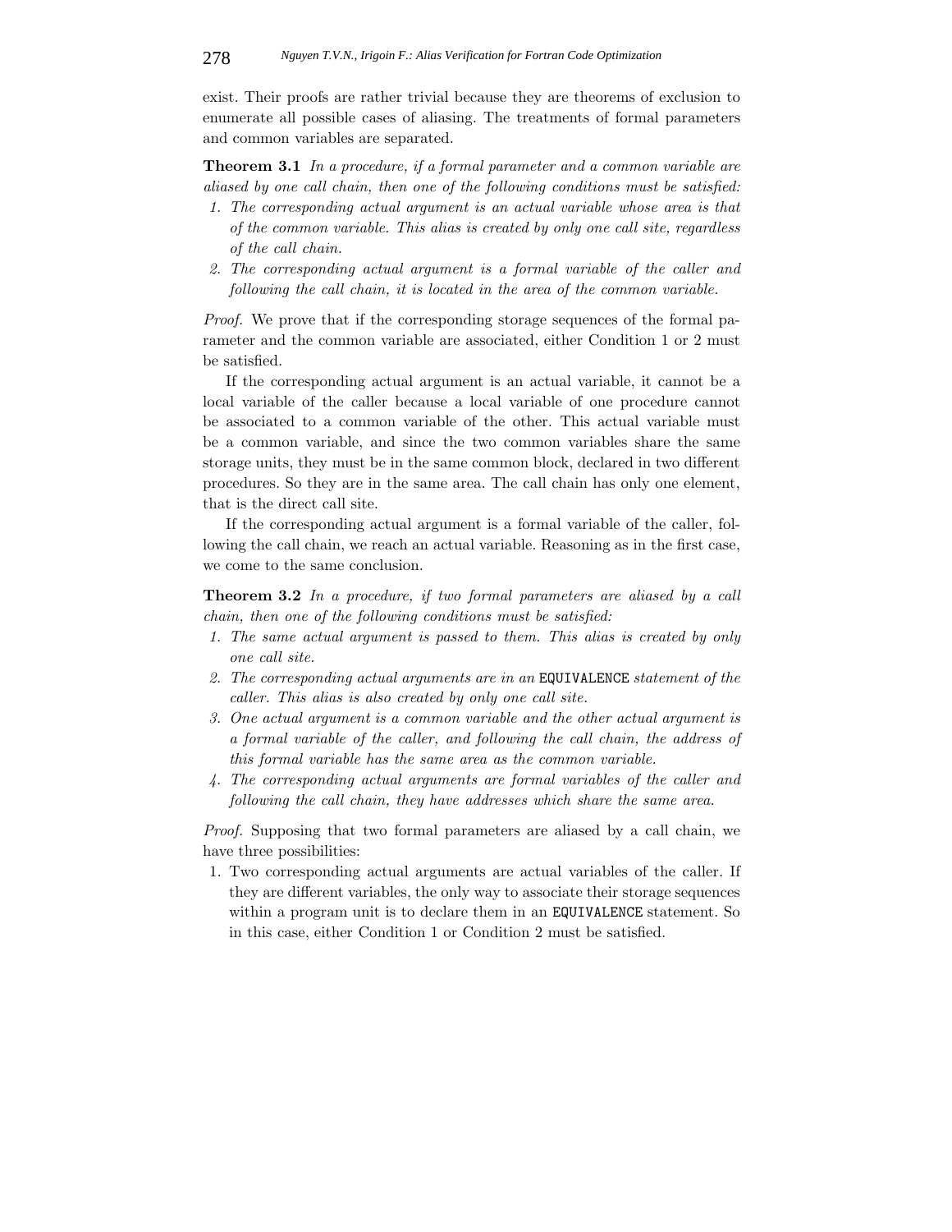exist. Their proofs are rather trivial because they are theorems of exclusion to enumerate all possible cases of aliasing. The treatments of formal parameters and common variables are separated.

**Theorem 3.1** *In a procedure, if a formal parameter and a common variable are aliased by one call chain, then one of the following conditions must be satisfied:*

1. *The corresponding actual argument is an actual variable whose area is that of the common variable. This alias is created by only one call site, regardless of the call chain.*
2. *The corresponding actual argument is a formal variable of the caller and following the call chain, it is located in the area of the common variable.*

*Proof.* We prove that if the corresponding storage sequences of the formal parameter and the common variable are associated, either Condition 1 or 2 must be satisfied.

If the corresponding actual argument is an actual variable, it cannot be a local variable of the caller because a local variable of one procedure cannot be associated to a common variable of the other. This actual variable must be a common variable, and since the two common variables share the same storage units, they must be in the same common block, declared in two different procedures. So they are in the same area. The call chain has only one element, that is the direct call site.

If the corresponding actual argument is a formal variable of the caller, following the call chain, we reach an actual variable. Reasoning as in the first case, we come to the same conclusion.

**Theorem 3.2** *In a procedure, if two formal parameters are aliased by a call chain, then one of the following conditions must be satisfied:*

1. *The same actual argument is passed to them. This alias is created by only one call site.*
2. *The corresponding actual arguments are in an* EQUIVALENCE *statement of the caller. This alias is also created by only one call site.*
3. *One actual argument is a common variable and the other actual argument is a formal variable of the caller, and following the call chain, the address of this formal variable has the same area as the common variable.*
4. *The corresponding actual arguments are formal variables of the caller and following the call chain, they have addresses which share the same area.*

*Proof.* Supposing that two formal parameters are aliased by a call chain, we have three possibilities:

1. Two corresponding actual arguments are actual variables of the caller. If they are different variables, the only way to associate their storage sequences within a program unit is to declare them in an EQUIVALENCE statement. So in this case, either Condition 1 or Condition 2 must be satisfied.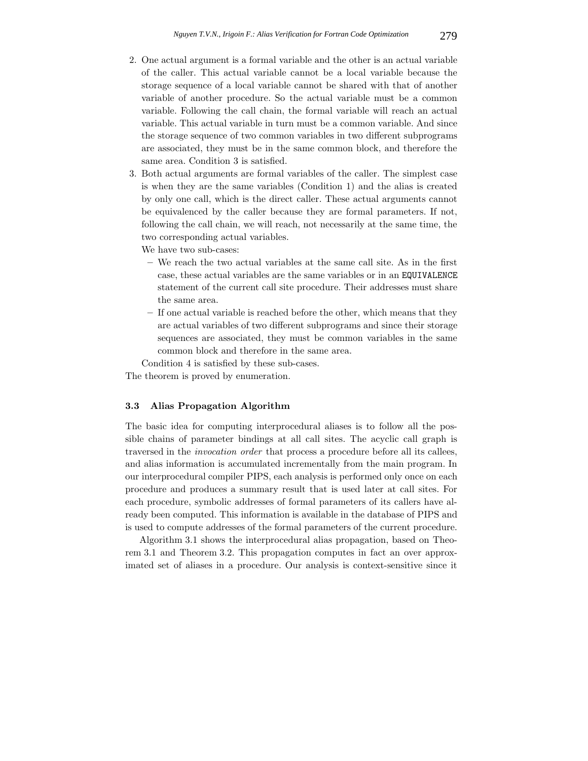2. One actual argument is a formal variable and the other is an actual variable of the caller. This actual variable cannot be a local variable because the storage sequence of a local variable cannot be shared with that of another variable of another procedure. So the actual variable must be a common variable. Following the call chain, the formal variable will reach an actual variable. This actual variable in turn must be a common variable. And since the storage sequence of two common variables in two different subprograms are associated, they must be in the same common block, and therefore the same area. Condition 3 is satisfied.
3. Both actual arguments are formal variables of the caller. The simplest case is when they are the same variables (Condition 1) and the alias is created by only one call, which is the direct caller. These actual arguments cannot be equivalenced by the caller because they are formal parameters. If not, following the call chain, we will reach, not necessarily at the same time, the two corresponding actual variables.

   We have two sub-cases:

   – We reach the two actual variables at the same call site. As in the first case, these actual variables are the same variables or in an `EQUIVALENCE` statement of the current call site procedure. Their addresses must share the same area.
   – If one actual variable is reached before the other, which means that they are actual variables of two different subprograms and since their storage sequences are associated, they must be common variables in the same common block and therefore in the same area.

   Condition 4 is satisfied by these sub-cases.

The theorem is proved by enumeration.

### 3.3 Alias Propagation Algorithm

The basic idea for computing interprocedural aliases is to follow all the possible chains of parameter bindings at all call sites. The acyclic call graph is traversed in the *invocation order* that process a procedure before all its callees, and alias information is accumulated incrementally from the main program. In our interprocedural compiler PIPS, each analysis is performed only once on each procedure and produces a summary result that is used later at call sites. For each procedure, symbolic addresses of formal parameters of its callers have already been computed. This information is available in the database of PIPS and is used to compute addresses of the formal parameters of the current procedure.

Algorithm 3.1 shows the interprocedural alias propagation, based on Theorem 3.1 and Theorem 3.2. This propagation computes in fact an over approximated set of aliases in a procedure. Our analysis is context-sensitive since it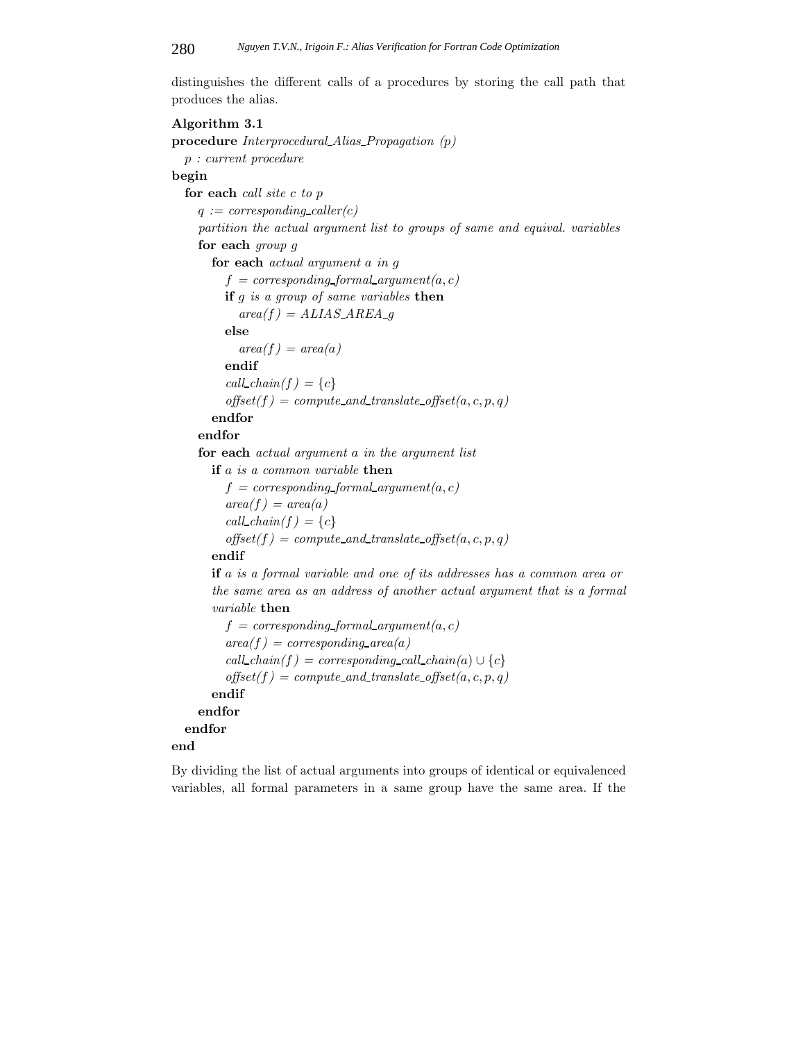distinguishes the different calls of a procedures by storing the call path that produces the alias.

**Algorithm 3.1**

```
procedure Interprocedural_Alias_Propagation (p)
  p : current procedure
begin
  for each call site c to p
    q := corresponding_caller(c)
    partition the actual argument list to groups of same and equival. variables
    for each group g
      for each actual argument a in g
        f = corresponding_formal_argument(a, c)
        if g is a group of same variables then
          area(f) = ALIAS_AREA_g
        else
          area(f) = area(a)
        endif
        call_chain(f) = {c}
        offset(f) = compute_and_translate_offset(a, c, p, q)
      endfor
    endfor
    for each actual argument a in the argument list
      if a is a common variable then
        f = corresponding_formal_argument(a, c)
        area(f) = area(a)
        call_chain(f) = {c}
        offset(f) = compute_and_translate_offset(a, c, p, q)
      endif
      if a is a formal variable and one of its addresses has a common area or
      the same area as an address of another actual argument that is a formal
      variable then
        f = corresponding_formal_argument(a, c)
        area(f) = corresponding_area(a)
        call_chain(f) = corresponding_call_chain(a) ∪ {c}
        offset(f) = compute_and_translate_offset(a, c, p, q)
      endif
    endfor
  endfor
end
```

By dividing the list of actual arguments into groups of identical or equivalenced variables, all formal parameters in a same group have the same area. If the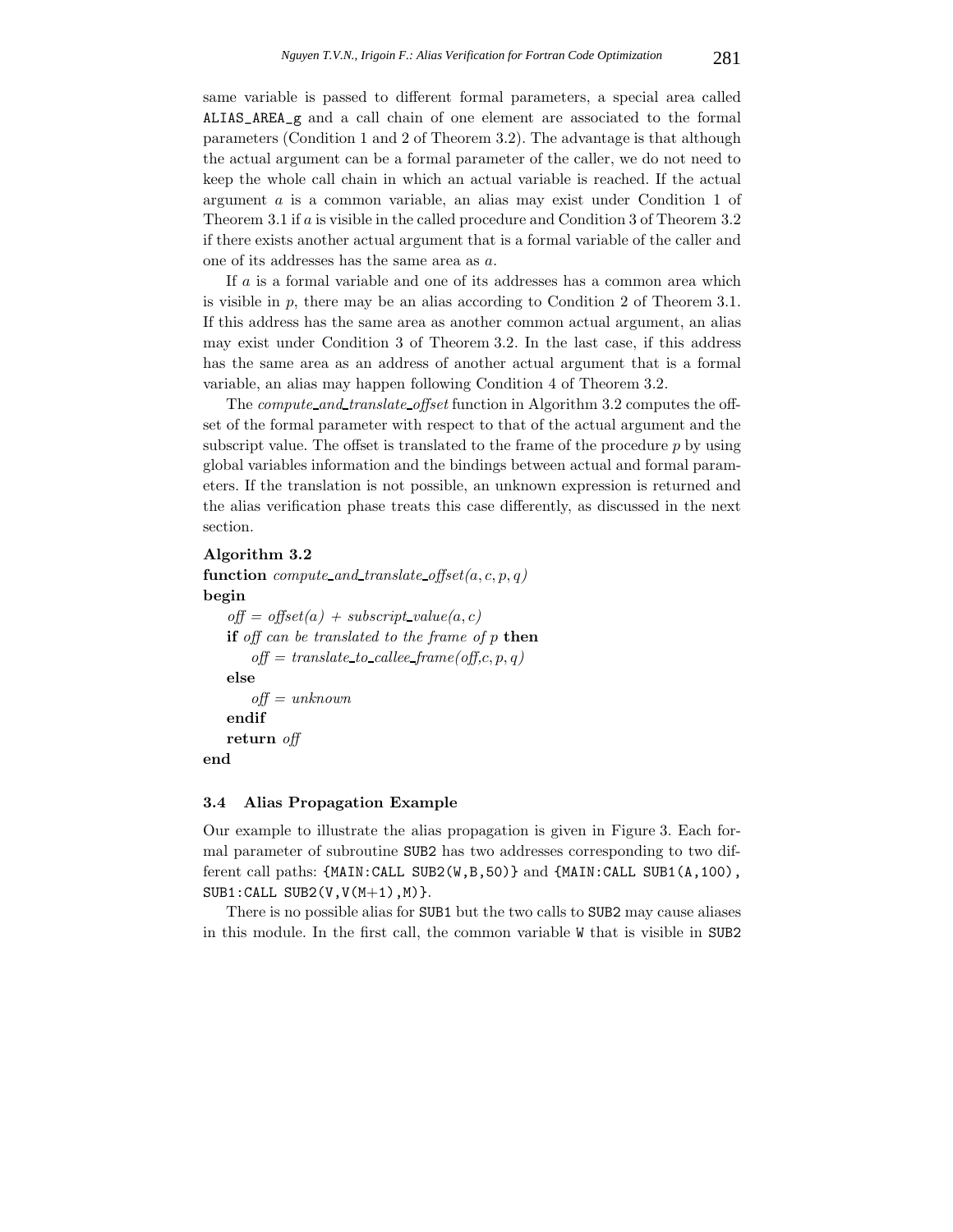same variable is passed to different formal parameters, a special area called `ALIAS_AREA_g` and a call chain of one element are associated to the formal parameters (Condition 1 and 2 of Theorem 3.2). The advantage is that although the actual argument can be a formal parameter of the caller, we do not need to keep the whole call chain in which an actual variable is reached. If the actual argument $a$ is a common variable, an alias may exist under Condition 1 of Theorem 3.1 if $a$ is visible in the called procedure and Condition 3 of Theorem 3.2 if there exists another actual argument that is a formal variable of the caller and one of its addresses has the same area as $a$.

If $a$ is a formal variable and one of its addresses has a common area which is visible in $p$, there may be an alias according to Condition 2 of Theorem 3.1. If this address has the same area as another common actual argument, an alias may exist under Condition 3 of Theorem 3.2. In the last case, if this address has the same area as an address of another actual argument that is a formal variable, an alias may happen following Condition 4 of Theorem 3.2.

The *compute_and_translate_offset* function in Algorithm 3.2 computes the offset of the formal parameter with respect to that of the actual argument and the subscript value. The offset is translated to the frame of the procedure $p$ by using global variables information and the bindings between actual and formal parameters. If the translation is not possible, an unknown expression is returned and the alias verification phase treats this case differently, as discussed in the next section.

**Algorithm 3.2**
**function** *compute_and_translate_offset(a, c, p, q)*
**begin**
  *off = offset(a) + subscript_value(a, c)*
  **if** *off can be translated to the frame of p* **then**
    *off = translate_to_callee_frame(off,c, p, q)*
  **else**
    *off = unknown*
  **endif**
  **return** *off*
**end**

### 3.4 Alias Propagation Example

Our example to illustrate the alias propagation is given in Figure 3. Each formal parameter of subroutine `SUB2` has two addresses corresponding to two different call paths: `{MAIN:CALL SUB2(W,B,50)}` and `{MAIN:CALL SUB1(A,100), SUB1:CALL SUB2(V,V(M+1),M)}`.

There is no possible alias for `SUB1` but the two calls to `SUB2` may cause aliases in this module. In the first call, the common variable `W` that is visible in `SUB2`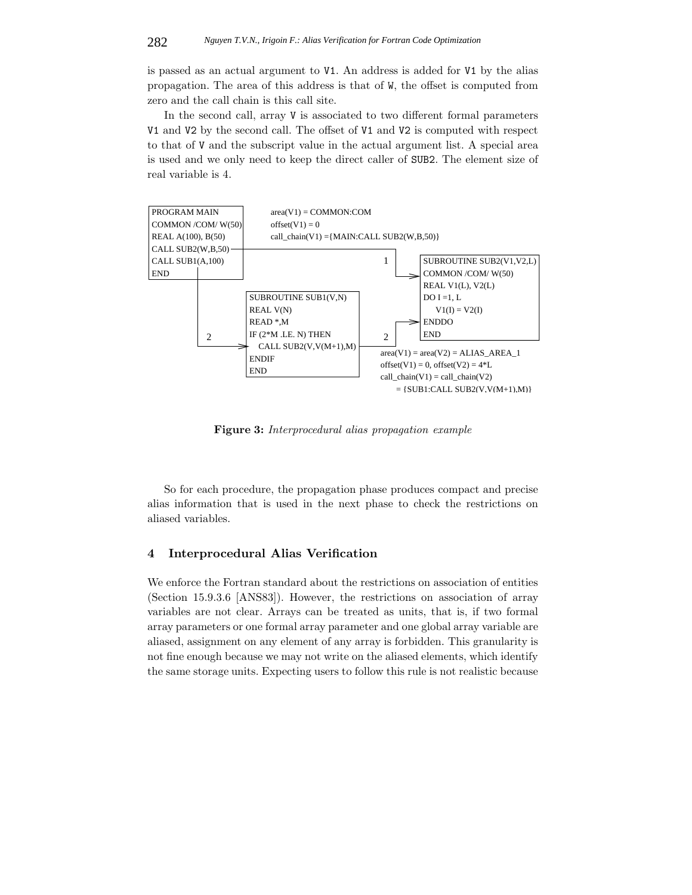is passed as an actual argument to V1. An address is added for V1 by the alias propagation. The area of this address is that of W, the offset is computed from zero and the call chain is this call site.

In the second call, array V is associated to two different formal parameters V1 and V2 by the second call. The offset of V1 and V2 is computed with respect to that of V and the subscript value in the actual argument list. A special area is used and we only need to keep the direct caller of SUB2. The element size of real variable is 4.

```
PROGRAM MAIN
COMMON /COM/ W(50)
REAL A(100), B(50)
CALL SUB2(W,B,50)
CALL SUB1(A,100)
END
```

area(V1) = COMMON:COM
offset(V1) = 0
call_chain(V1) ={MAIN:CALL SUB2(W,B,50)}

```
SUBROUTINE SUB1(V,N)
REAL V(N)
READ *,M
IF (2*M .LE. N) THEN
   CALL SUB2(V,V(M+1),M)
ENDIF
END
```

```
SUBROUTINE SUB2(V1,V2,L)
COMMON /COM/ W(50)
REAL V1(L), V2(L)
DO I =1, L
   V1(I) = V2(I)
ENDDO
END
```

area(V1) = area(V2) = ALIAS_AREA_1
offset(V1) = 0, offset(V2) = 4*L
call_chain(V1) = call_chain(V2)
= {SUB1:CALL SUB2(V,V(M+1),M)}

**Figure 3:** *Interprocedural alias propagation example*

So for each procedure, the propagation phase produces compact and precise alias information that is used in the next phase to check the restrictions on aliased variables.

## 4 Interprocedural Alias Verification

We enforce the Fortran standard about the restrictions on association of entities (Section 15.9.3.6 [ANS83]). However, the restrictions on association of array variables are not clear. Arrays can be treated as units, that is, if two formal array parameters or one formal array parameter and one global array variable are aliased, assignment on any element of any array is forbidden. This granularity is not fine enough because we may not write on the aliased elements, which identify the same storage units. Expecting users to follow this rule is not realistic because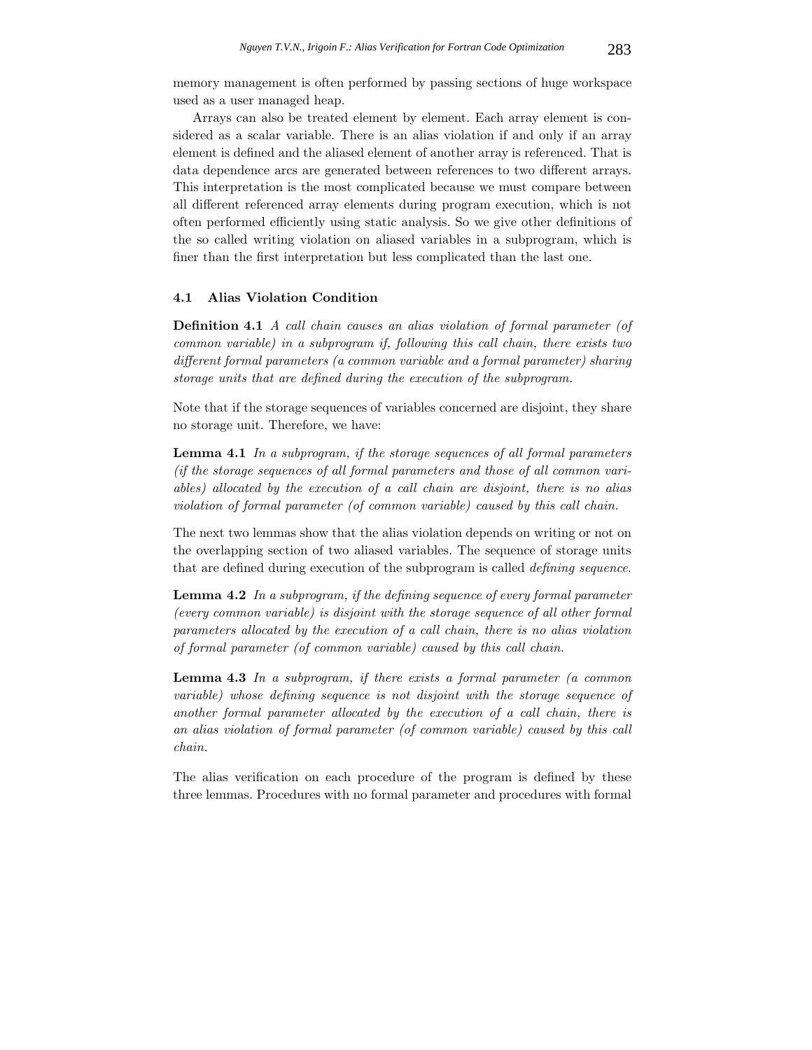memory management is often performed by passing sections of huge workspace used as a user managed heap.

Arrays can also be treated element by element. Each array element is considered as a scalar variable. There is an alias violation if and only if an array element is defined and the aliased element of another array is referenced. That is data dependence arcs are generated between references to two different arrays. This interpretation is the most complicated because we must compare between all different referenced array elements during program execution, which is not often performed efficiently using static analysis. So we give other definitions of the so called writing violation on aliased variables in a subprogram, which is finer than the first interpretation but less complicated than the last one.

### 4.1 Alias Violation Condition

**Definition 4.1** *A call chain causes an alias violation of formal parameter (of common variable) in a subprogram if, following this call chain, there exists two different formal parameters (a common variable and a formal parameter) sharing storage units that are defined during the execution of the subprogram.*

Note that if the storage sequences of variables concerned are disjoint, they share no storage unit. Therefore, we have:

**Lemma 4.1** *In a subprogram, if the storage sequences of all formal parameters (if the storage sequences of all formal parameters and those of all common variables) allocated by the execution of a call chain are disjoint, there is no alias violation of formal parameter (of common variable) caused by this call chain.*

The next two lemmas show that the alias violation depends on writing or not on the overlapping section of two aliased variables. The sequence of storage units that are defined during execution of the subprogram is called *defining sequence*.

**Lemma 4.2** *In a subprogram, if the defining sequence of every formal parameter (every common variable) is disjoint with the storage sequence of all other formal parameters allocated by the execution of a call chain, there is no alias violation of formal parameter (of common variable) caused by this call chain.*

**Lemma 4.3** *In a subprogram, if there exists a formal parameter (a common variable) whose defining sequence is not disjoint with the storage sequence of another formal parameter allocated by the execution of a call chain, there is an alias violation of formal parameter (of common variable) caused by this call chain.*

The alias verification on each procedure of the program is defined by these three lemmas. Procedures with no formal parameter and procedures with formal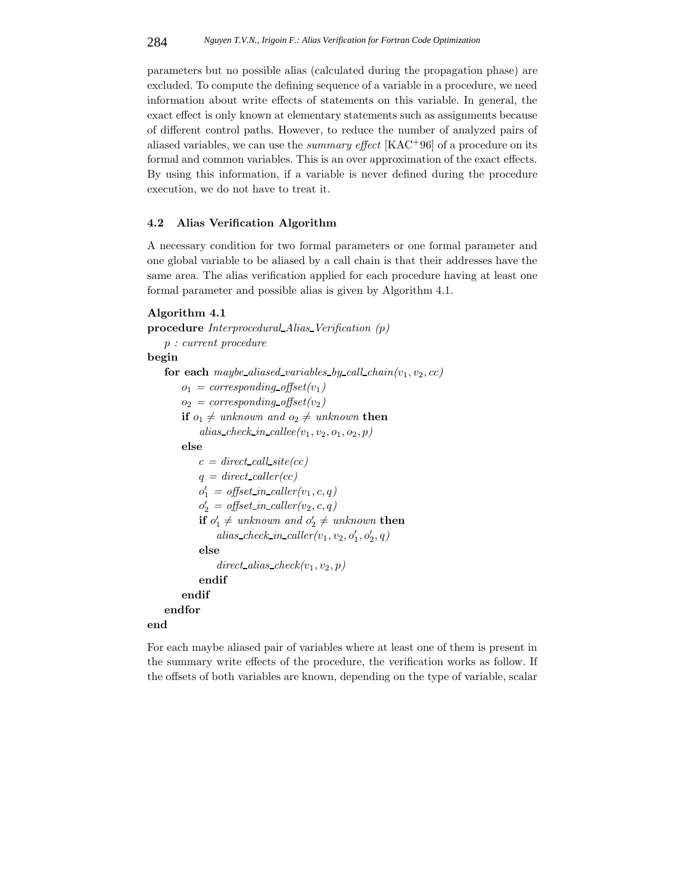parameters but no possible alias (calculated during the propagation phase) are excluded. To compute the defining sequence of a variable in a procedure, we need information about write effects of statements on this variable. In general, the exact effect is only known at elementary statements such as assignments because of different control paths. However, to reduce the number of analyzed pairs of aliased variables, we can use the *summary effect* [KAC+96] of a procedure on its formal and common variables. This is an over approximation of the exact effects. By using this information, if a variable is never defined during the procedure execution, we do not have to treat it.

### 4.2 Alias Verification Algorithm

A necessary condition for two formal parameters or one formal parameter and one global variable to be aliased by a call chain is that their addresses have the same area. The alias verification applied for each procedure having at least one formal parameter and possible alias is given by Algorithm 4.1.

**Algorithm 4.1**

**procedure** *Interprocedural_Alias_Verification (p)*
  *p : current procedure*
**begin**
  **for each** *maybe_aliased_variables_by_call_chain*$(v_1, v_2, cc)$
    $o_1$ = *corresponding_offset*$(v_1)$
    $o_2$ = *corresponding_offset*$(v_2)$
    **if** $o_1 \neq$ *unknown and* $o_2 \neq$ *unknown* **then**
      *alias_check_in_callee*$(v_1, v_2, o_1, o_2, p)$
    **else**
      $c$ = *direct_call_site*$(cc)$
      $q$ = *direct_caller*$(cc)$
      $o'_1$ = *offset_in_caller*$(v_1, c, q)$
      $o'_2$ = *offset_in_caller*$(v_2, c, q)$
      **if** $o'_1 \neq$ *unknown and* $o'_2 \neq$ *unknown* **then**
        *alias_check_in_caller*$(v_1, v_2, o'_1, o'_2, q)$
      **else**
        *direct_alias_check*$(v_1, v_2, p)$
      **endif**
    **endif**
  **endfor**
**end**

For each maybe aliased pair of variables where at least one of them is present in the summary write effects of the procedure, the verification works as follow. If the offsets of both variables are known, depending on the type of variable, scalar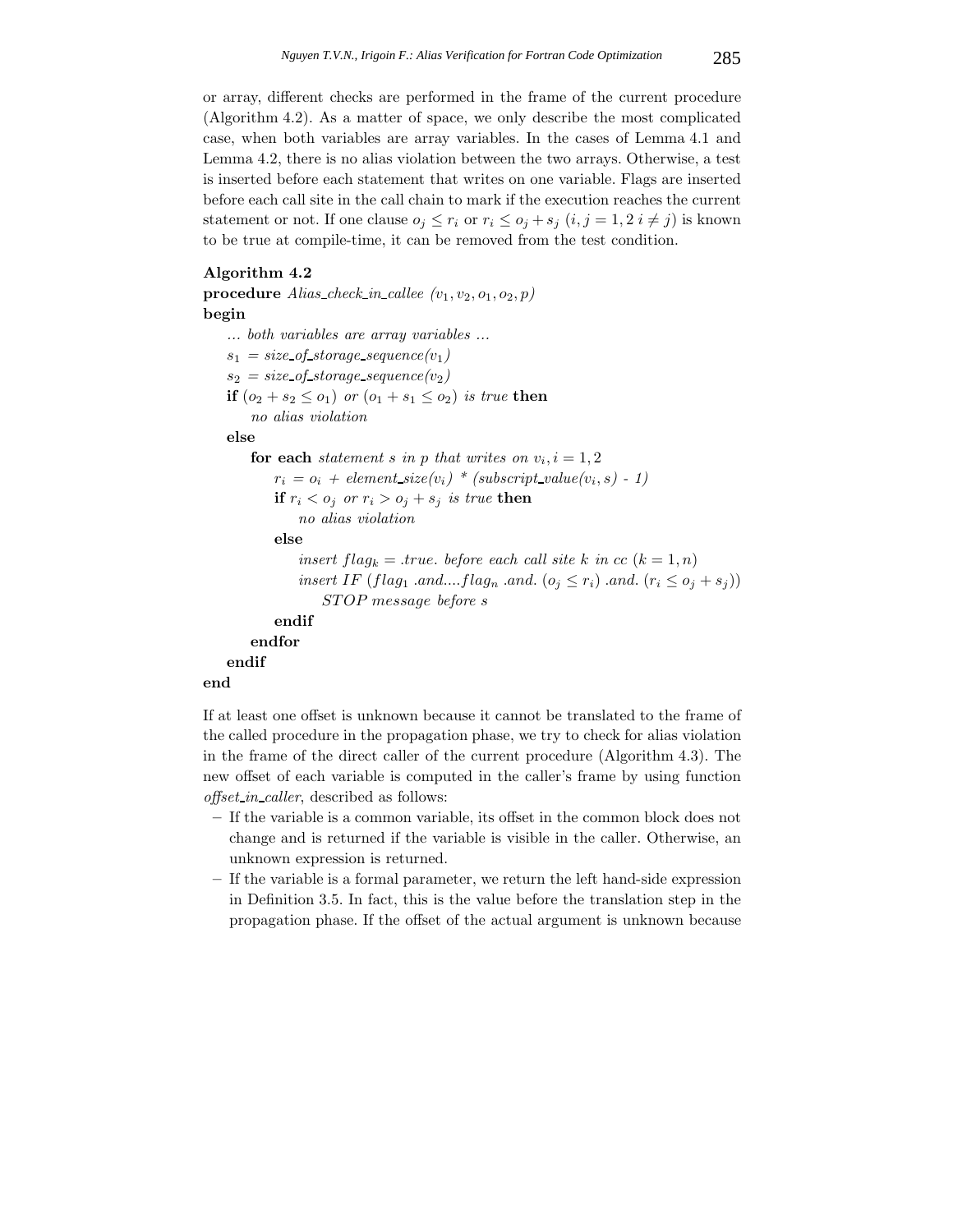or array, different checks are performed in the frame of the current procedure (Algorithm 4.2). As a matter of space, we only describe the most complicated case, when both variables are array variables. In the cases of Lemma 4.1 and Lemma 4.2, there is no alias violation between the two arrays. Otherwise, a test is inserted before each statement that writes on one variable. Flags are inserted before each call site in the call chain to mark if the execution reaches the current statement or not. If one clause $o_j \leq r_i$ or $r_i \leq o_j + s_j$ $(i, j = 1, 2\ i \neq j)$ is known to be true at compile-time, it can be removed from the test condition.

**Algorithm 4.2**

**procedure** *Alias_check_in_callee* $(v_1, v_2, o_1, o_2, p)$
**begin**
&nbsp;&nbsp;&nbsp;&nbsp;*... both variables are array variables ...*
&nbsp;&nbsp;&nbsp;&nbsp;$s_1$ = *size_of_storage_sequence*$(v_1)$
&nbsp;&nbsp;&nbsp;&nbsp;$s_2$ = *size_of_storage_sequence*$(v_2)$
&nbsp;&nbsp;&nbsp;&nbsp;**if** $(o_2 + s_2 \leq o_1)$ *or* $(o_1 + s_1 \leq o_2)$ *is true* **then**
&nbsp;&nbsp;&nbsp;&nbsp;&nbsp;&nbsp;&nbsp;&nbsp;*no alias violation*
&nbsp;&nbsp;&nbsp;&nbsp;**else**
&nbsp;&nbsp;&nbsp;&nbsp;&nbsp;&nbsp;&nbsp;&nbsp;**for each** *statement s in p that writes on* $v_i, i = 1, 2$
&nbsp;&nbsp;&nbsp;&nbsp;&nbsp;&nbsp;&nbsp;&nbsp;&nbsp;&nbsp;&nbsp;&nbsp;$r_i$ = $o_i$ + *element_size*$(v_i)$ * *(subscript_value*$(v_i, s)$ *- 1)*
&nbsp;&nbsp;&nbsp;&nbsp;&nbsp;&nbsp;&nbsp;&nbsp;&nbsp;&nbsp;&nbsp;&nbsp;**if** $r_i < o_j$ *or* $r_i > o_j + s_j$ *is true* **then**
&nbsp;&nbsp;&nbsp;&nbsp;&nbsp;&nbsp;&nbsp;&nbsp;&nbsp;&nbsp;&nbsp;&nbsp;&nbsp;&nbsp;&nbsp;&nbsp;*no alias violation*
&nbsp;&nbsp;&nbsp;&nbsp;&nbsp;&nbsp;&nbsp;&nbsp;&nbsp;&nbsp;&nbsp;&nbsp;**else**
&nbsp;&nbsp;&nbsp;&nbsp;&nbsp;&nbsp;&nbsp;&nbsp;&nbsp;&nbsp;&nbsp;&nbsp;&nbsp;&nbsp;&nbsp;&nbsp;*insert* $flag_k$ = *.true. before each call site k in cc* $(k = 1, n)$
&nbsp;&nbsp;&nbsp;&nbsp;&nbsp;&nbsp;&nbsp;&nbsp;&nbsp;&nbsp;&nbsp;&nbsp;&nbsp;&nbsp;&nbsp;&nbsp;*insert IF* $(flag_1$ *.and....*$flag_n$ *.and.* $(o_j \leq r_i)$ *.and.* $(r_i \leq o_j + s_j))$
&nbsp;&nbsp;&nbsp;&nbsp;&nbsp;&nbsp;&nbsp;&nbsp;&nbsp;&nbsp;&nbsp;&nbsp;&nbsp;&nbsp;&nbsp;&nbsp;&nbsp;&nbsp;&nbsp;&nbsp;*STOP message before s*
&nbsp;&nbsp;&nbsp;&nbsp;&nbsp;&nbsp;&nbsp;&nbsp;&nbsp;&nbsp;&nbsp;&nbsp;**endif**
&nbsp;&nbsp;&nbsp;&nbsp;&nbsp;&nbsp;&nbsp;&nbsp;**endfor**
&nbsp;&nbsp;&nbsp;&nbsp;**endif**
**end**

If at least one offset is unknown because it cannot be translated to the frame of the called procedure in the propagation phase, we try to check for alias violation in the frame of the direct caller of the current procedure (Algorithm 4.3). The new offset of each variable is computed in the caller's frame by using function *offset_in_caller*, described as follows:

- If the variable is a common variable, its offset in the common block does not change and is returned if the variable is visible in the caller. Otherwise, an unknown expression is returned.
- If the variable is a formal parameter, we return the left hand-side expression in Definition 3.5. In fact, this is the value before the translation step in the propagation phase. If the offset of the actual argument is unknown because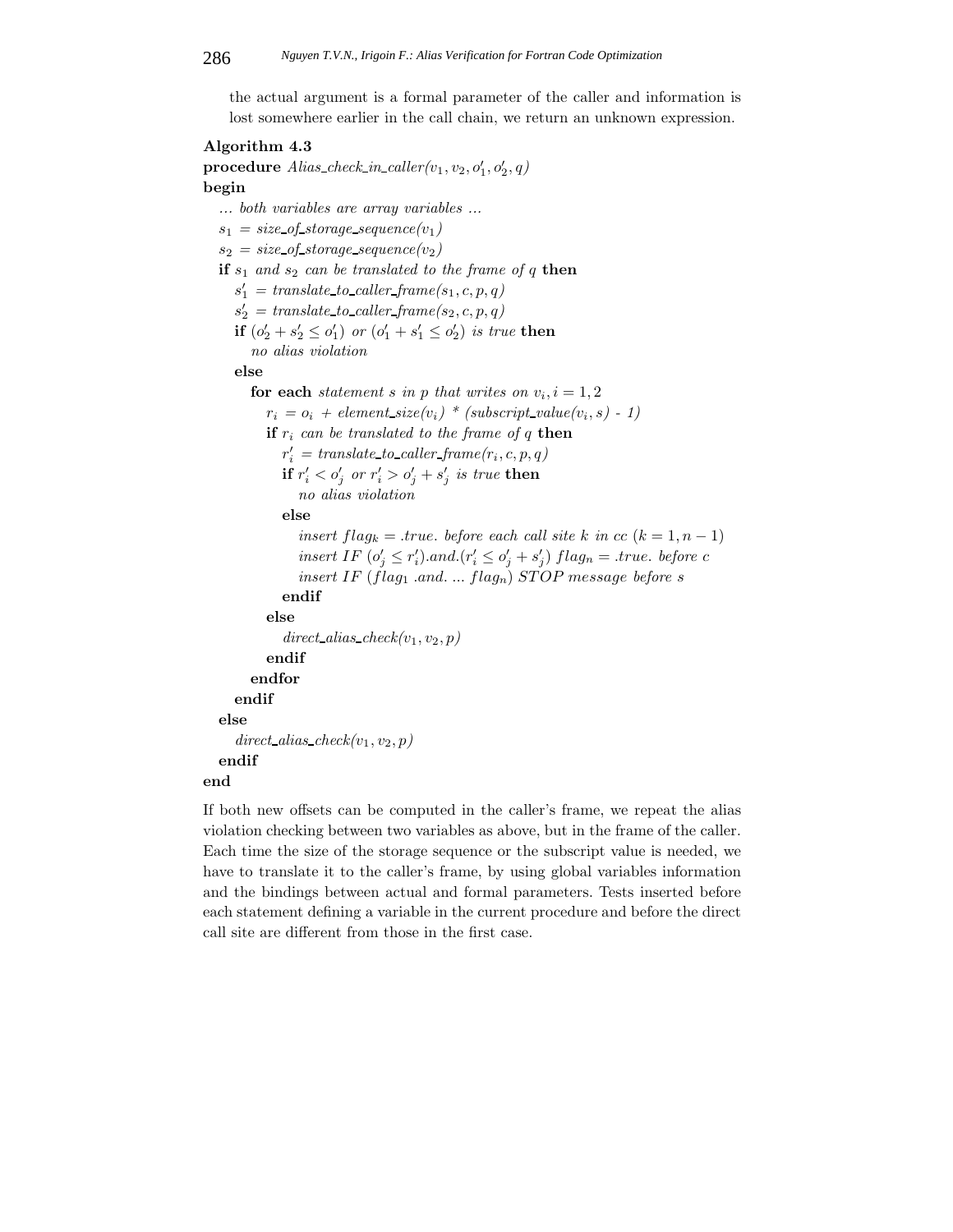the actual argument is a formal parameter of the caller and information is lost somewhere earlier in the call chain, we return an unknown expression.

**Algorithm 4.3**

**procedure** *Alias_check_in_caller*($v_1, v_2, o'_1, o'_2, q$)
**begin**
  ... *both variables are array variables* ...
  $s_1$ = *size_of_storage_sequence*($v_1$)
  $s_2$ = *size_of_storage_sequence*($v_2$)
  **if** $s_1$ *and* $s_2$ *can be translated to the frame of* $q$ **then**
    $s'_1$ = *translate_to_caller_frame*($s_1, c, p, q$)
    $s'_2$ = *translate_to_caller_frame*($s_2, c, p, q$)
    **if** $(o'_2 + s'_2 \leq o'_1)$ *or* $(o'_1 + s'_1 \leq o'_2)$ *is true* **then**
      *no alias violation*
    **else**
      **for each** *statement* $s$ *in* $p$ *that writes on* $v_i, i = 1, 2$
        $r_i$ = $o_i$ + *element_size*($v_i$) * (*subscript_value*($v_i, s$) - 1)
        **if** $r_i$ *can be translated to the frame of* $q$ **then**
          $r'_i$ = *translate_to_caller_frame*($r_i, c, p, q$)
          **if** $r'_i < o'_j$ *or* $r'_i > o'_j + s'_j$ *is true* **then**
            *no alias violation*
          **else**
            *insert* $flag_k$ = *.true. before each call site* $k$ *in* $cc$ $(k = 1, n-1)$
            *insert IF* $(o'_j \leq r'_i)$*.and.*$(r'_i \leq o'_j + s'_j)$ $flag_n$ = *.true. before* $c$
            *insert IF* ($flag_1$ *.and. ...* $flag_n$) *STOP message before* $s$
          **endif**
        **else**
          *direct_alias_check*($v_1, v_2, p$)
        **endif**
      **endfor**
    **endif**
  **else**
    *direct_alias_check*($v_1, v_2, p$)
  **endif**
**end**

If both new offsets can be computed in the caller's frame, we repeat the alias violation checking between two variables as above, but in the frame of the caller. Each time the size of the storage sequence or the subscript value is needed, we have to translate it to the caller's frame, by using global variables information and the bindings between actual and formal parameters. Tests inserted before each statement defining a variable in the current procedure and before the direct call site are different from those in the first case.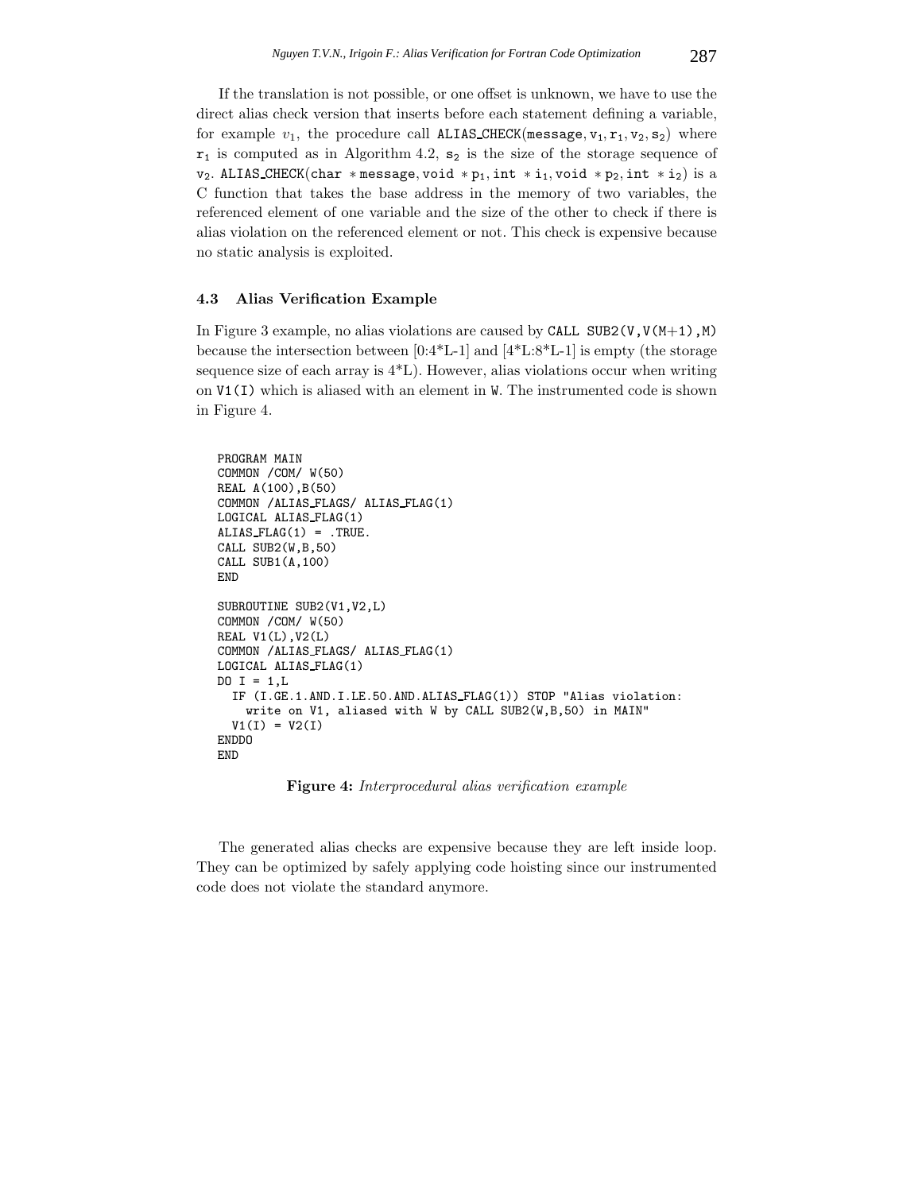If the translation is not possible, or one offset is unknown, we have to use the direct alias check version that inserts before each statement defining a variable, for example $v_1$, the procedure call `ALIAS_CHECK(message, v1, r1, v2, s2)` where $r_1$ is computed as in Algorithm 4.2, $s_2$ is the size of the storage sequence of $v_2$. `ALIAS_CHECK(char *message, void *p1, int *i1, void *p2, int *i2)` is a C function that takes the base address in the memory of two variables, the referenced element of one variable and the size of the other to check if there is alias violation on the referenced element or not. This check is expensive because no static analysis is exploited.

### 4.3 Alias Verification Example

In Figure 3 example, no alias violations are caused by `CALL SUB2(V,V(M+1),M)` because the intersection between [0:4*L-1] and [4*L:8*L-1] is empty (the storage sequence size of each array is 4*L). However, alias violations occur when writing on `V1(I)` which is aliased with an element in `W`. The instrumented code is shown in Figure 4.

```
PROGRAM MAIN
COMMON /COM/ W(50)
REAL A(100),B(50)
COMMON /ALIAS_FLAGS/ ALIAS_FLAG(1)
LOGICAL ALIAS_FLAG(1)
ALIAS_FLAG(1) = .TRUE.
CALL SUB2(W,B,50)
CALL SUB1(A,100)
END

SUBROUTINE SUB2(V1,V2,L)
COMMON /COM/ W(50)
REAL V1(L),V2(L)
COMMON /ALIAS_FLAGS/ ALIAS_FLAG(1)
LOGICAL ALIAS_FLAG(1)
DO I = 1,L
  IF (I.GE.1.AND.I.LE.50.AND.ALIAS_FLAG(1)) STOP "Alias violation:
    write on V1, aliased with W by CALL SUB2(W,B,50) in MAIN"
  V1(I) = V2(I)
ENDDO
END
```

**Figure 4:** *Interprocedural alias verification example*

The generated alias checks are expensive because they are left inside loop. They can be optimized by safely applying code hoisting since our instrumented code does not violate the standard anymore.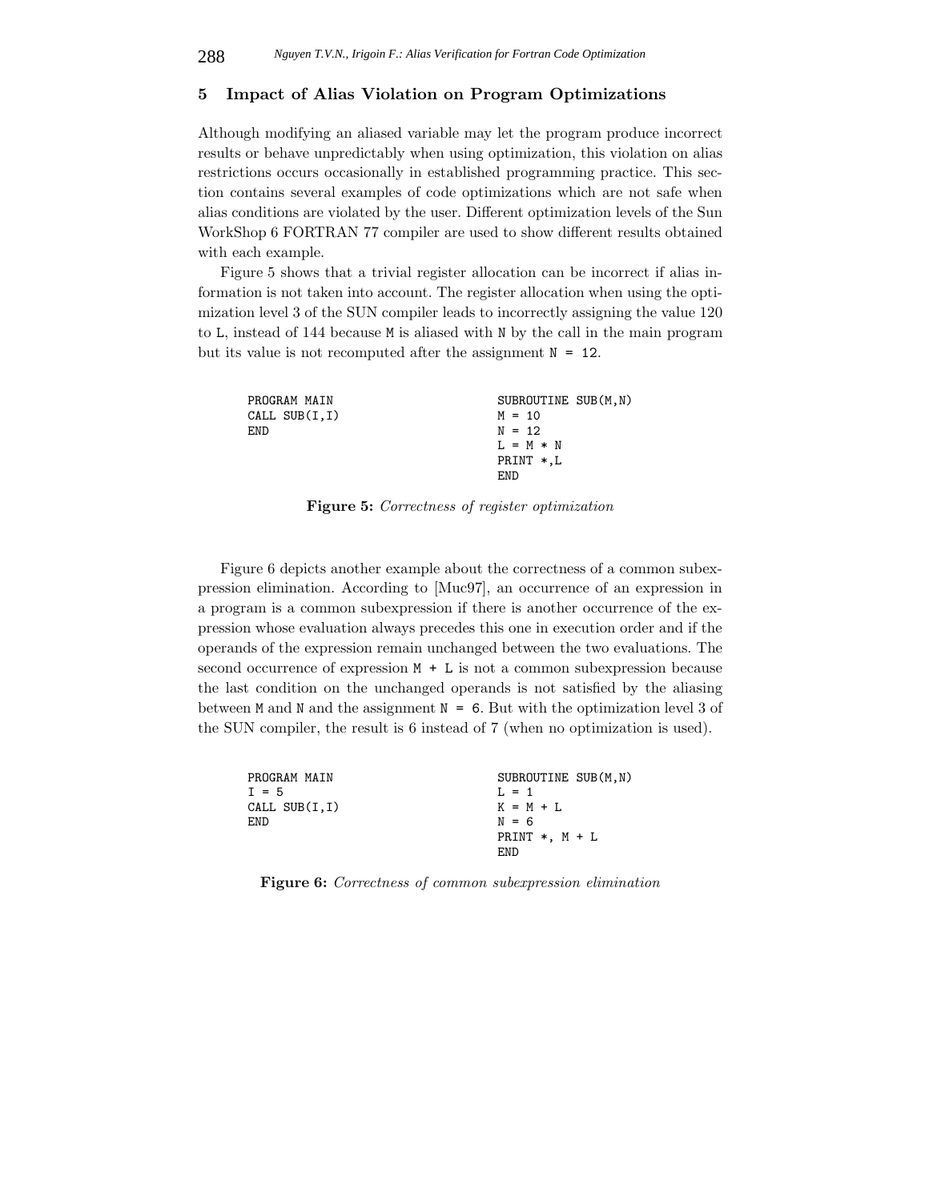## 5 Impact of Alias Violation on Program Optimizations

Although modifying an aliased variable may let the program produce incorrect results or behave unpredictably when using optimization, this violation on alias restrictions occurs occasionally in established programming practice. This section contains several examples of code optimizations which are not safe when alias conditions are violated by the user. Different optimization levels of the Sun WorkShop 6 FORTRAN 77 compiler are used to show different results obtained with each example.

Figure 5 shows that a trivial register allocation can be incorrect if alias information is not taken into account. The register allocation when using the optimization level 3 of the SUN compiler leads to incorrectly assigning the value 120 to `L`, instead of 144 because `M` is aliased with `N` by the call in the main program but its value is not recomputed after the assignment `N = 12`.

```
PROGRAM MAIN                          SUBROUTINE SUB(M,N)
CALL SUB(I,I)                         M = 10
END                                   N = 12
                                      L = M * N
                                      PRINT *,L
                                      END
```

**Figure 5:** *Correctness of register optimization*

Figure 6 depicts another example about the correctness of a common subexpression elimination. According to [Muc97], an occurrence of an expression in a program is a common subexpression if there is another occurrence of the expression whose evaluation always precedes this one in execution order and if the operands of the expression remain unchanged between the two evaluations. The second occurrence of expression `M + L` is not a common subexpression because the last condition on the unchanged operands is not satisfied by the aliasing between `M` and `N` and the assignment `N = 6`. But with the optimization level 3 of the SUN compiler, the result is 6 instead of 7 (when no optimization is used).

```
PROGRAM MAIN                          SUBROUTINE SUB(M,N)
I = 5                                 L = 1
CALL SUB(I,I)                         K = M + L
END                                   N = 6
                                      PRINT *, M + L
                                      END
```

**Figure 6:** *Correctness of common subexpression elimination*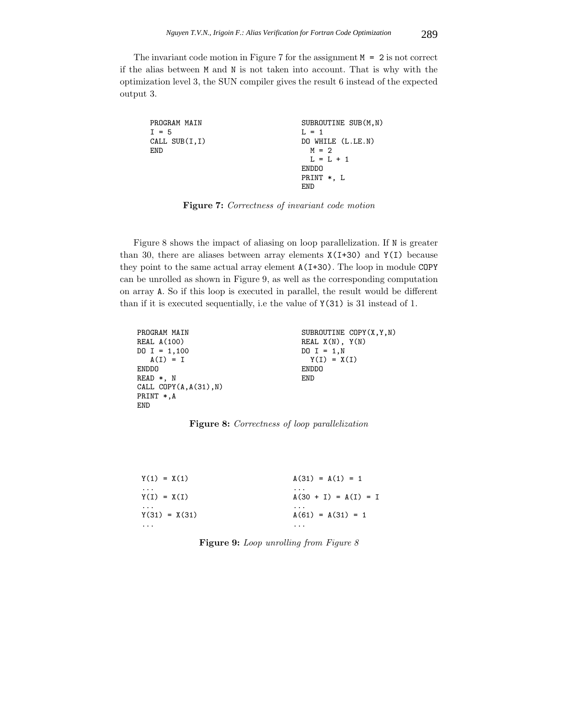The invariant code motion in Figure 7 for the assignment `M = 2` is not correct if the alias between `M` and `N` is not taken into account. That is why with the optimization level 3, the SUN compiler gives the result 6 instead of the expected output 3.

```
PROGRAM MAIN
I = 5
CALL SUB(I,I)
END
```

```
SUBROUTINE SUB(M,N)
L = 1
DO WHILE (L.LE.N)
  M = 2
  L = L + 1
ENDDO
PRINT *, L
END
```

**Figure 7:** *Correctness of invariant code motion*

Figure 8 shows the impact of aliasing on loop parallelization. If `N` is greater than 30, there are aliases between array elements `X(I+30)` and `Y(I)` because they point to the same actual array element `A(I+30)`. The loop in module `COPY` can be unrolled as shown in Figure 9, as well as the corresponding computation on array `A`. So if this loop is executed in parallel, the result would be different than if it is executed sequentially, i.e the value of `Y(31)` is 31 instead of 1.

```
PROGRAM MAIN
REAL A(100)
DO I = 1,100
   A(I) = I
ENDDO
READ *, N
CALL COPY(A,A(31),N)
PRINT *,A
END
```

```
SUBROUTINE COPY(X,Y,N)
REAL X(N), Y(N)
DO I = 1,N
  Y(I) = X(I)
ENDDO
END
```

**Figure 8:** *Correctness of loop parallelization*

```
Y(1) = X(1)              A(31) = A(1) = 1
...                      ...
Y(I) = X(I)              A(30 + I) = A(I) = I
...                      ...
Y(31) = X(31)            A(61) = A(31) = 1
...                      ...
```

**Figure 9:** *Loop unrolling from Figure 8*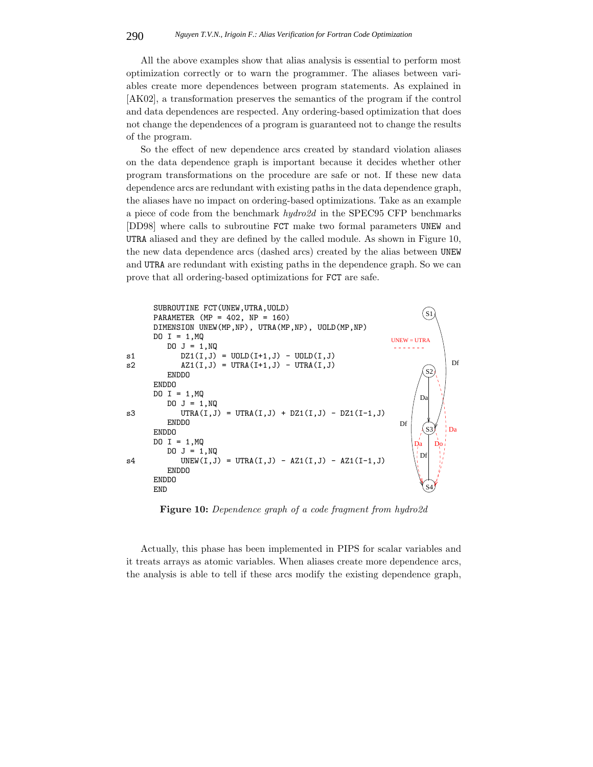All the above examples show that alias analysis is essential to perform most optimization correctly or to warn the programmer. The aliases between variables create more dependences between program statements. As explained in [AK02], a transformation preserves the semantics of the program if the control and data dependences are respected. Any ordering-based optimization that does not change the dependences of a program is guaranteed not to change the results of the program.

So the effect of new dependence arcs created by standard violation aliases on the data dependence graph is important because it decides whether other program transformations on the procedure are safe or not. If these new data dependence arcs are redundant with existing paths in the data dependence graph, the aliases have no impact on ordering-based optimizations. Take as an example a piece of code from the benchmark *hydro2d* in the SPEC95 CFP benchmarks [DD98] where calls to subroutine FCT make two formal parameters UNEW and UTRA aliased and they are defined by the called module. As shown in Figure 10, the new data dependence arcs (dashed arcs) created by the alias between UNEW and UTRA are redundant with existing paths in the dependence graph. So we can prove that all ordering-based optimizations for FCT are safe.

```
      SUBROUTINE FCT(UNEW,UTRA,UOLD)
      PARAMETER (MP = 402, NP = 160)
      DIMENSION UNEW(MP,NP), UTRA(MP,NP), UOLD(MP,NP)
      DO I = 1,MQ
         DO J = 1,NQ
s1          DZ1(I,J) = UOLD(I+1,J) - UOLD(I,J)
s2          AZ1(I,J) = UTRA(I+1,J) - UTRA(I,J)
         ENDDO
      ENDDO
      DO I = 1,MQ
         DO J = 1,NQ
s3          UTRA(I,J) = UTRA(I,J) + DZ1(I,J) - DZ1(I-1,J)
         ENDDO
      ENDDO
      DO I = 1,MQ
         DO J = 1,NQ
s4          UNEW(I,J) = UTRA(I,J) - AZ1(I,J) - AZ1(I-1,J)
         ENDDO
      ENDDO
      END
```

**Figure 10:** *Dependence graph of a code fragment from hydro2d*

Actually, this phase has been implemented in PIPS for scalar variables and it treats arrays as atomic variables. When aliases create more dependence arcs, the analysis is able to tell if these arcs modify the existing dependence graph,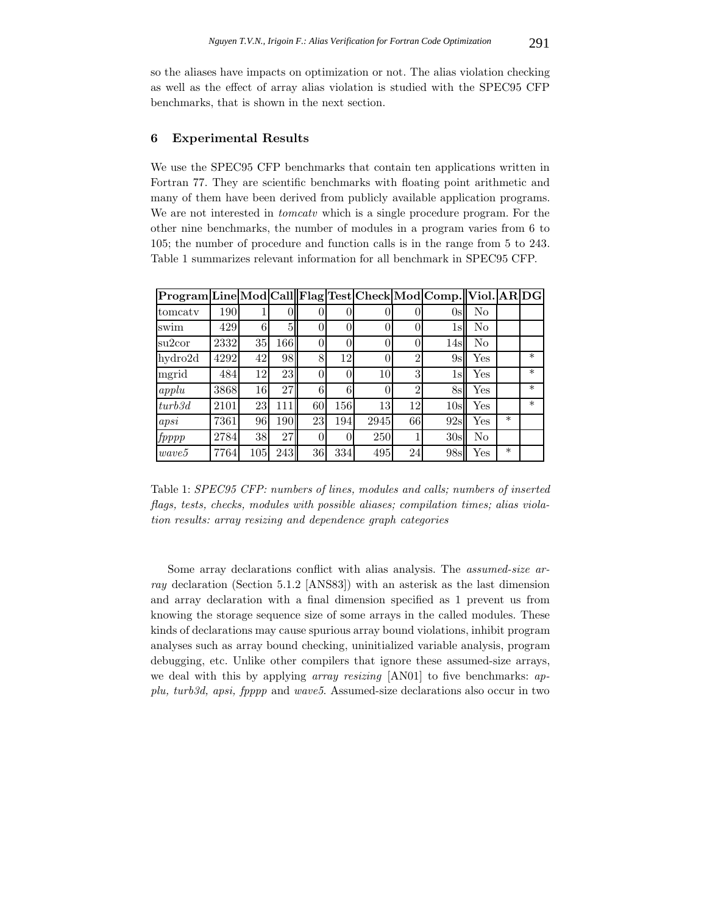so the aliases have impacts on optimization or not. The alias violation checking as well as the effect of array alias violation is studied with the SPEC95 CFP benchmarks, that is shown in the next section.

## 6 Experimental Results

We use the SPEC95 CFP benchmarks that contain ten applications written in Fortran 77. They are scientific benchmarks with floating point arithmetic and many of them have been derived from publicly available application programs. We are not interested in *tomcatv* which is a single procedure program. For the other nine benchmarks, the number of modules in a program varies from 6 to 105; the number of procedure and function calls is in the range from 5 to 243. Table 1 summarizes relevant information for all benchmark in SPEC95 CFP.

| Program | Line | Mod | Call | Flag | Test | Check | Mod | Comp. | Viol. | AR | DG |
|---|---|---|---|---|---|---|---|---|---|---|---|
| tomcatv | 190 | 1 | 0 | 0 | 0 | 0 | 0 | 0s | No | | |
| swim | 429 | 6 | 5 | 0 | 0 | 0 | 0 | 1s | No | | |
| su2cor | 2332 | 35 | 166 | 0 | 0 | 0 | 0 | 14s | No | | |
| hydro2d | 4292 | 42 | 98 | 8 | 12 | 0 | 2 | 9s | Yes | | * |
| mgrid | 484 | 12 | 23 | 0 | 0 | 10 | 3 | 1s | Yes | | * |
| *applu* | 3868 | 16 | 27 | 6 | 6 | 0 | 2 | 8s | Yes | | * |
| *turb3d* | 2101 | 23 | 111 | 60 | 156 | 13 | 12 | 10s | Yes | | * |
| *apsi* | 7361 | 96 | 190 | 23 | 194 | 2945 | 66 | 92s | Yes | * | |
| *fpppp* | 2784 | 38 | 27 | 0 | 0 | 250 | 1 | 30s | No | | |
| *wave5* | 7764 | 105 | 243 | 36 | 334 | 495 | 24 | 98s | Yes | * | |

Table 1: *SPEC95 CFP: numbers of lines, modules and calls; numbers of inserted flags, tests, checks, modules with possible aliases; compilation times; alias violation results: array resizing and dependence graph categories*

Some array declarations conflict with alias analysis. The *assumed-size array* declaration (Section 5.1.2 [ANS83]) with an asterisk as the last dimension and array declaration with a final dimension specified as 1 prevent us from knowing the storage sequence size of some arrays in the called modules. These kinds of declarations may cause spurious array bound violations, inhibit program analyses such as array bound checking, uninitialized variable analysis, program debugging, etc. Unlike other compilers that ignore these assumed-size arrays, we deal with this by applying *array resizing* [AN01] to five benchmarks: *applu, turb3d, apsi, fpppp* and *wave5*. Assumed-size declarations also occur in two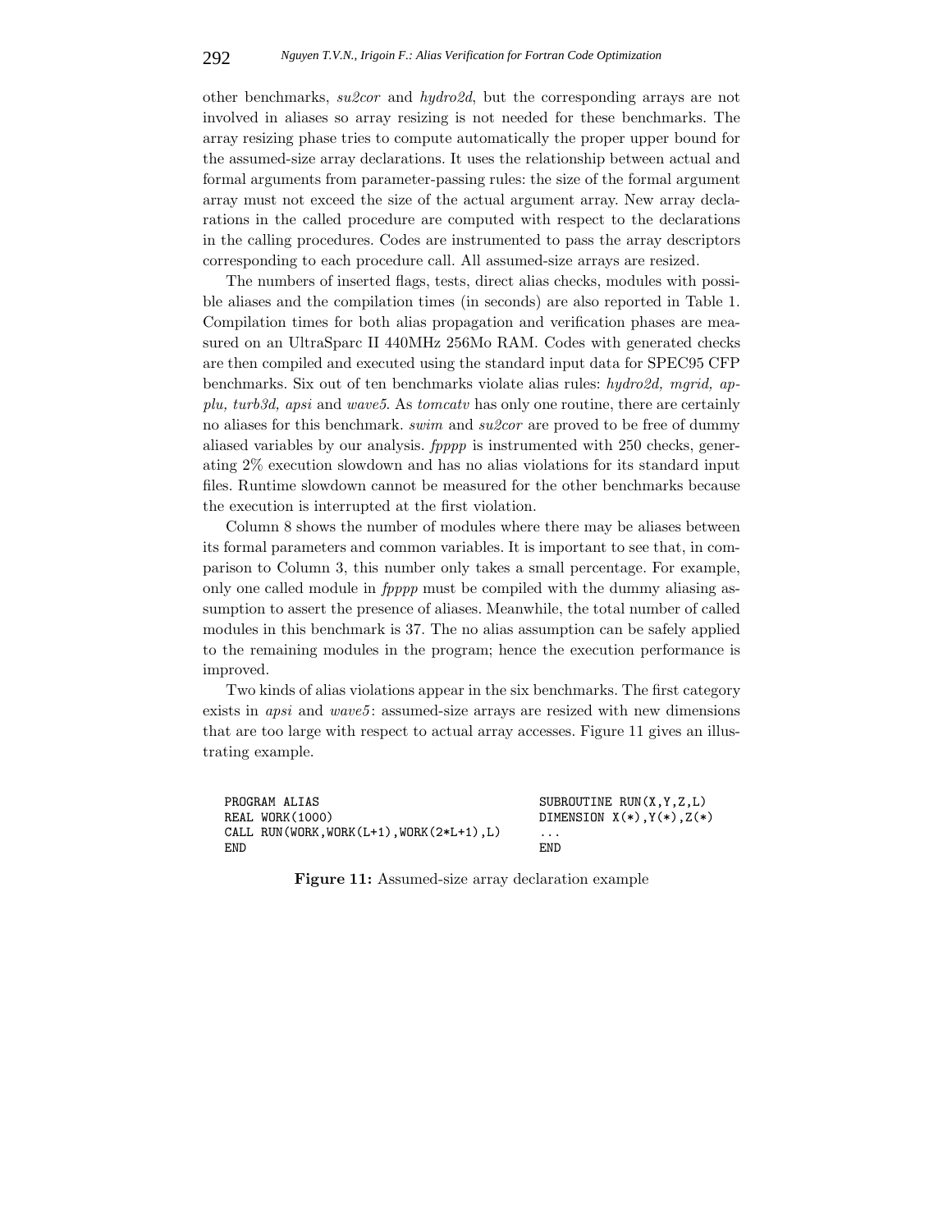other benchmarks, *su2cor* and *hydro2d*, but the corresponding arrays are not involved in aliases so array resizing is not needed for these benchmarks. The array resizing phase tries to compute automatically the proper upper bound for the assumed-size array declarations. It uses the relationship between actual and formal arguments from parameter-passing rules: the size of the formal argument array must not exceed the size of the actual argument array. New array declarations in the called procedure are computed with respect to the declarations in the calling procedures. Codes are instrumented to pass the array descriptors corresponding to each procedure call. All assumed-size arrays are resized.

The numbers of inserted flags, tests, direct alias checks, modules with possible aliases and the compilation times (in seconds) are also reported in Table 1. Compilation times for both alias propagation and verification phases are measured on an UltraSparc II 440MHz 256Mo RAM. Codes with generated checks are then compiled and executed using the standard input data for SPEC95 CFP benchmarks. Six out of ten benchmarks violate alias rules: *hydro2d, mgrid, applu, turb3d, apsi* and *wave5*. As *tomcatv* has only one routine, there are certainly no aliases for this benchmark. *swim* and *su2cor* are proved to be free of dummy aliased variables by our analysis. *fpppp* is instrumented with 250 checks, generating 2% execution slowdown and has no alias violations for its standard input files. Runtime slowdown cannot be measured for the other benchmarks because the execution is interrupted at the first violation.

Column 8 shows the number of modules where there may be aliases between its formal parameters and common variables. It is important to see that, in comparison to Column 3, this number only takes a small percentage. For example, only one called module in *fpppp* must be compiled with the dummy aliasing assumption to assert the presence of aliases. Meanwhile, the total number of called modules in this benchmark is 37. The no alias assumption can be safely applied to the remaining modules in the program; hence the execution performance is improved.

Two kinds of alias violations appear in the six benchmarks. The first category exists in *apsi* and *wave5*: assumed-size arrays are resized with new dimensions that are too large with respect to actual array accesses. Figure 11 gives an illustrating example.

```
PROGRAM ALIAS                                  SUBROUTINE RUN(X,Y,Z,L)
REAL WORK(1000)                                DIMENSION X(*),Y(*),Z(*)
CALL RUN(WORK,WORK(L+1),WORK(2*L+1),L)         ...
END                                            END
```

**Figure 11:** Assumed-size array declaration example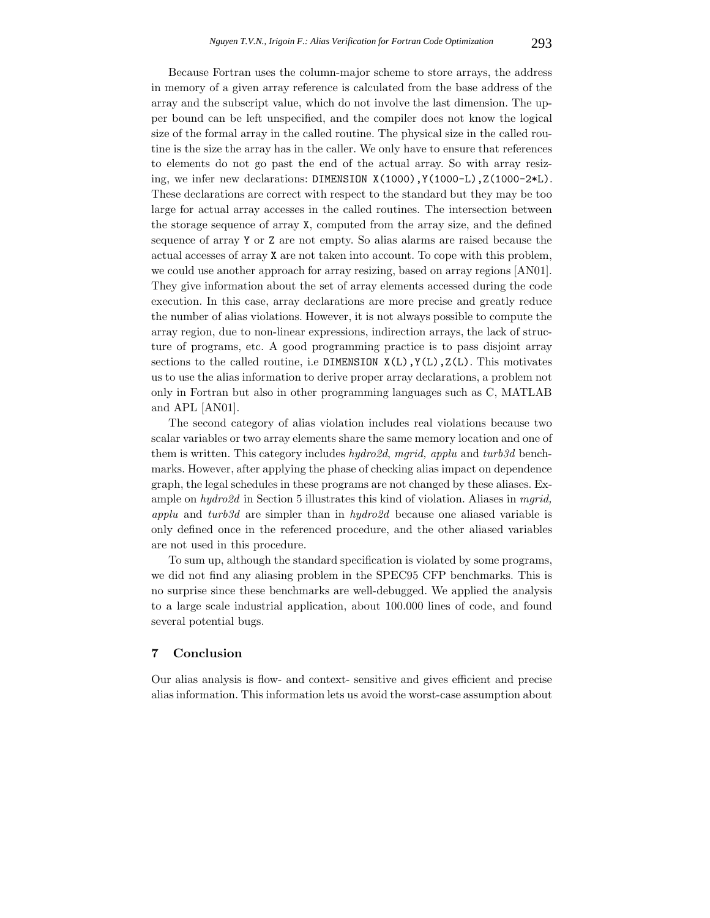Because Fortran uses the column-major scheme to store arrays, the address in memory of a given array reference is calculated from the base address of the array and the subscript value, which do not involve the last dimension. The upper bound can be left unspecified, and the compiler does not know the logical size of the formal array in the called routine. The physical size in the called routine is the size the array has in the caller. We only have to ensure that references to elements do not go past the end of the actual array. So with array resizing, we infer new declarations: `DIMENSION X(1000),Y(1000-L),Z(1000-2*L)`. These declarations are correct with respect to the standard but they may be too large for actual array accesses in the called routines. The intersection between the storage sequence of array `X`, computed from the array size, and the defined sequence of array `Y` or `Z` are not empty. So alias alarms are raised because the actual accesses of array `X` are not taken into account. To cope with this problem, we could use another approach for array resizing, based on array regions [AN01]. They give information about the set of array elements accessed during the code execution. In this case, array declarations are more precise and greatly reduce the number of alias violations. However, it is not always possible to compute the array region, due to non-linear expressions, indirection arrays, the lack of structure of programs, etc. A good programming practice is to pass disjoint array sections to the called routine, i.e `DIMENSION X(L),Y(L),Z(L)`. This motivates us to use the alias information to derive proper array declarations, a problem not only in Fortran but also in other programming languages such as C, MATLAB and APL [AN01].

The second category of alias violation includes real violations because two scalar variables or two array elements share the same memory location and one of them is written. This category includes *hydro2d*, *mgrid, applu* and *turb3d* benchmarks. However, after applying the phase of checking alias impact on dependence graph, the legal schedules in these programs are not changed by these aliases. Example on *hydro2d* in Section 5 illustrates this kind of violation. Aliases in *mgrid, applu* and *turb3d* are simpler than in *hydro2d* because one aliased variable is only defined once in the referenced procedure, and the other aliased variables are not used in this procedure.

To sum up, although the standard specification is violated by some programs, we did not find any aliasing problem in the SPEC95 CFP benchmarks. This is no surprise since these benchmarks are well-debugged. We applied the analysis to a large scale industrial application, about 100.000 lines of code, and found several potential bugs.

## 7 Conclusion

Our alias analysis is flow- and context- sensitive and gives efficient and precise alias information. This information lets us avoid the worst-case assumption about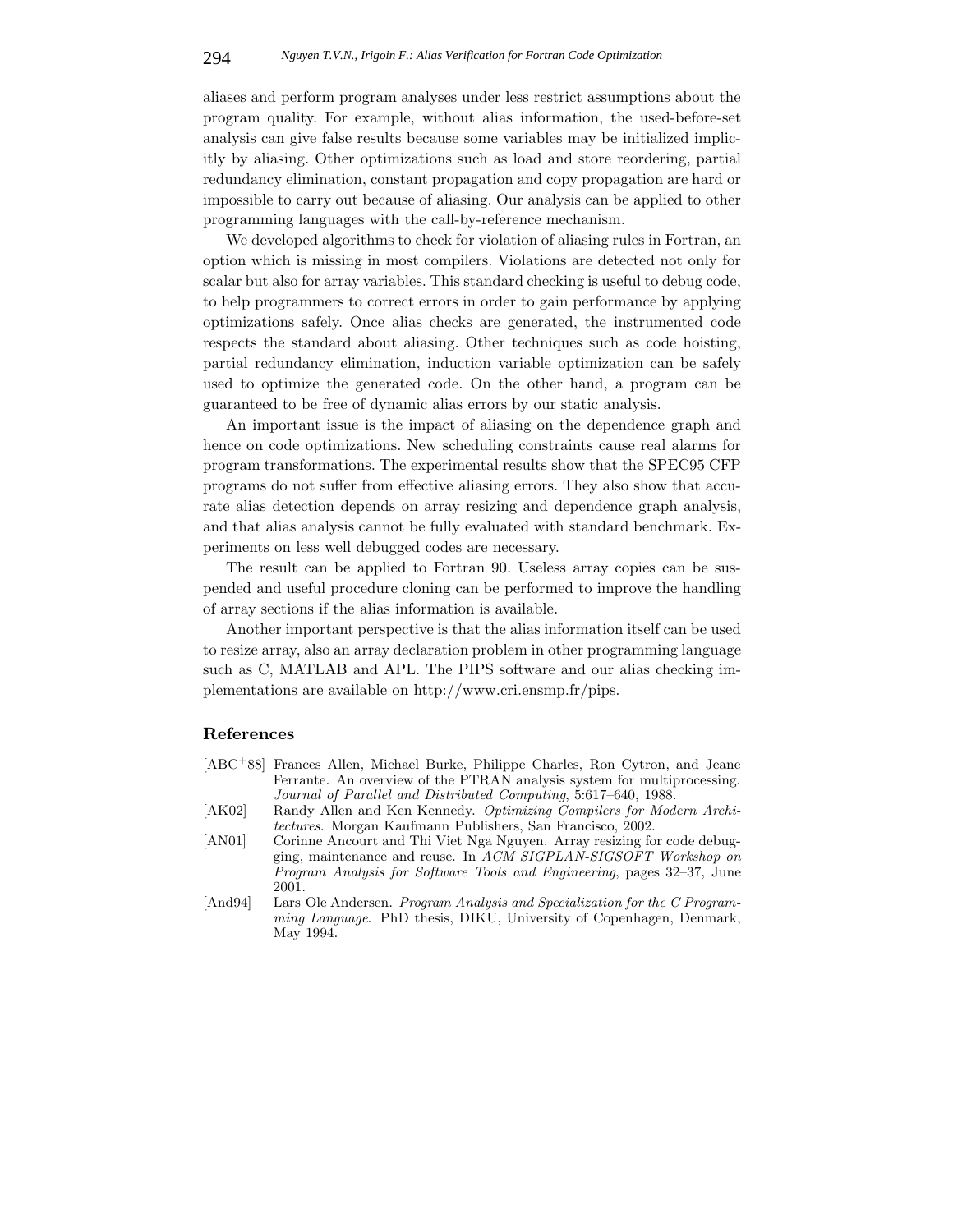aliases and perform program analyses under less restrict assumptions about the program quality. For example, without alias information, the used-before-set analysis can give false results because some variables may be initialized implicitly by aliasing. Other optimizations such as load and store reordering, partial redundancy elimination, constant propagation and copy propagation are hard or impossible to carry out because of aliasing. Our analysis can be applied to other programming languages with the call-by-reference mechanism.

We developed algorithms to check for violation of aliasing rules in Fortran, an option which is missing in most compilers. Violations are detected not only for scalar but also for array variables. This standard checking is useful to debug code, to help programmers to correct errors in order to gain performance by applying optimizations safely. Once alias checks are generated, the instrumented code respects the standard about aliasing. Other techniques such as code hoisting, partial redundancy elimination, induction variable optimization can be safely used to optimize the generated code. On the other hand, a program can be guaranteed to be free of dynamic alias errors by our static analysis.

An important issue is the impact of aliasing on the dependence graph and hence on code optimizations. New scheduling constraints cause real alarms for program transformations. The experimental results show that the SPEC95 CFP programs do not suffer from effective aliasing errors. They also show that accurate alias detection depends on array resizing and dependence graph analysis, and that alias analysis cannot be fully evaluated with standard benchmark. Experiments on less well debugged codes are necessary.

The result can be applied to Fortran 90. Useless array copies can be suspended and useful procedure cloning can be performed to improve the handling of array sections if the alias information is available.

Another important perspective is that the alias information itself can be used to resize array, also an array declaration problem in other programming language such as C, MATLAB and APL. The PIPS software and our alias checking implementations are available on http://www.cri.ensmp.fr/pips.

## References

[ABC+88] Frances Allen, Michael Burke, Philippe Charles, Ron Cytron, and Jeane Ferrante. An overview of the PTRAN analysis system for multiprocessing. *Journal of Parallel and Distributed Computing*, 5:617–640, 1988.

[AK02] Randy Allen and Ken Kennedy. *Optimizing Compilers for Modern Architectures*. Morgan Kaufmann Publishers, San Francisco, 2002.

[AN01] Corinne Ancourt and Thi Viet Nga Nguyen. Array resizing for code debugging, maintenance and reuse. In *ACM SIGPLAN-SIGSOFT Workshop on Program Analysis for Software Tools and Engineering*, pages 32–37, June 2001.

[And94] Lars Ole Andersen. *Program Analysis and Specialization for the C Programming Language*. PhD thesis, DIKU, University of Copenhagen, Denmark, May 1994.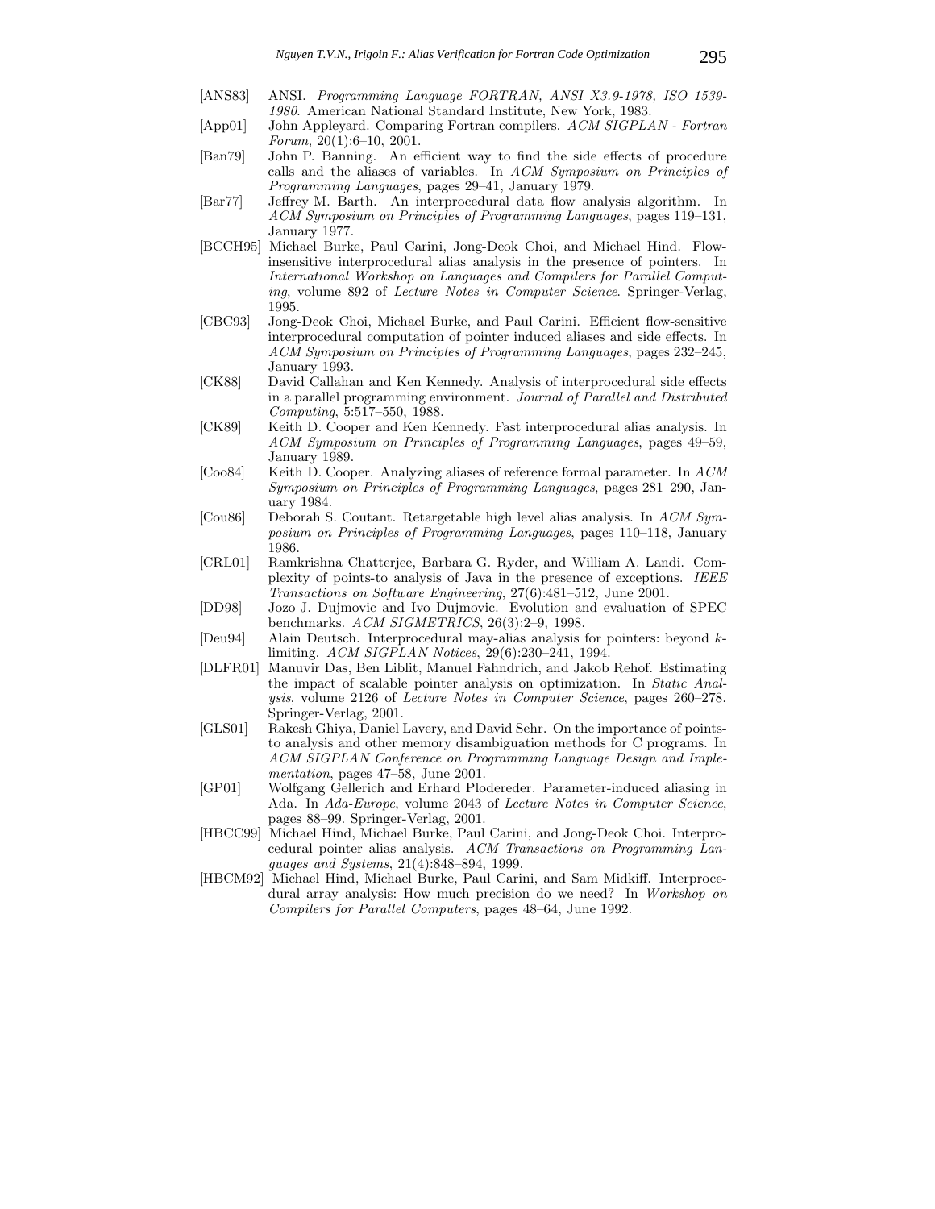[ANS83] ANSI. *Programming Language FORTRAN, ANSI X3.9-1978, ISO 1539-1980*. American National Standard Institute, New York, 1983.

[App01] John Appleyard. Comparing Fortran compilers. *ACM SIGPLAN - Fortran Forum*, 20(1):6–10, 2001.

[Ban79] John P. Banning. An efficient way to find the side effects of procedure calls and the aliases of variables. In *ACM Symposium on Principles of Programming Languages*, pages 29–41, January 1979.

[Bar77] Jeffrey M. Barth. An interprocedural data flow analysis algorithm. In *ACM Symposium on Principles of Programming Languages*, pages 119–131, January 1977.

[BCCH95] Michael Burke, Paul Carini, Jong-Deok Choi, and Michael Hind. Flow-insensitive interprocedural alias analysis in the presence of pointers. In *International Workshop on Languages and Compilers for Parallel Computing*, volume 892 of *Lecture Notes in Computer Science*. Springer-Verlag, 1995.

[CBC93] Jong-Deok Choi, Michael Burke, and Paul Carini. Efficient flow-sensitive interprocedural computation of pointer induced aliases and side effects. In *ACM Symposium on Principles of Programming Languages*, pages 232–245, January 1993.

[CK88] David Callahan and Ken Kennedy. Analysis of interprocedural side effects in a parallel programming environment. *Journal of Parallel and Distributed Computing*, 5:517–550, 1988.

[CK89] Keith D. Cooper and Ken Kennedy. Fast interprocedural alias analysis. In *ACM Symposium on Principles of Programming Languages*, pages 49–59, January 1989.

[Coo84] Keith D. Cooper. Analyzing aliases of reference formal parameter. In *ACM Symposium on Principles of Programming Languages*, pages 281–290, January 1984.

[Cou86] Deborah S. Coutant. Retargetable high level alias analysis. In *ACM Symposium on Principles of Programming Languages*, pages 110–118, January 1986.

[CRL01] Ramkrishna Chatterjee, Barbara G. Ryder, and William A. Landi. Complexity of points-to analysis of Java in the presence of exceptions. *IEEE Transactions on Software Engineering*, 27(6):481–512, June 2001.

[DD98] Jozo J. Dujmovic and Ivo Dujmovic. Evolution and evaluation of SPEC benchmarks. *ACM SIGMETRICS*, 26(3):2–9, 1998.

[Deu94] Alain Deutsch. Interprocedural may-alias analysis for pointers: beyond $k$-limiting. *ACM SIGPLAN Notices*, 29(6):230–241, 1994.

[DLFR01] Manuvir Das, Ben Liblit, Manuel Fahndrich, and Jakob Rehof. Estimating the impact of scalable pointer analysis on optimization. In *Static Analysis*, volume 2126 of *Lecture Notes in Computer Science*, pages 260–278. Springer-Verlag, 2001.

[GLS01] Rakesh Ghiya, Daniel Lavery, and David Sehr. On the importance of points-to analysis and other memory disambiguation methods for C programs. In *ACM SIGPLAN Conference on Programming Language Design and Implementation*, pages 47–58, June 2001.

[GP01] Wolfgang Gellerich and Erhard Plodereder. Parameter-induced aliasing in Ada. In *Ada-Europe*, volume 2043 of *Lecture Notes in Computer Science*, pages 88–99. Springer-Verlag, 2001.

[HBCC99] Michael Hind, Michael Burke, Paul Carini, and Jong-Deok Choi. Interprocedural pointer alias analysis. *ACM Transactions on Programming Languages and Systems*, 21(4):848–894, 1999.

[HBCM92] Michael Hind, Michael Burke, Paul Carini, and Sam Midkiff. Interprocedural array analysis: How much precision do we need? In *Workshop on Compilers for Parallel Computers*, pages 48–64, June 1992.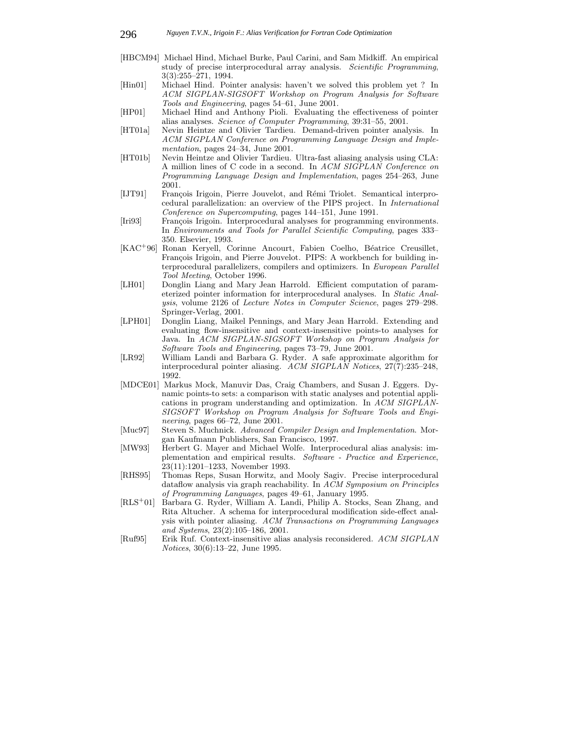[HBCM94] Michael Hind, Michael Burke, Paul Carini, and Sam Midkiff. An empirical study of precise interprocedural array analysis. *Scientific Programming*, 3(3):255–271, 1994.

[Hin01] Michael Hind. Pointer analysis: haven't we solved this problem yet ? In *ACM SIGPLAN-SIGSOFT Workshop on Program Analysis for Software Tools and Engineering*, pages 54–61, June 2001.

[HP01] Michael Hind and Anthony Pioli. Evaluating the effectiveness of pointer alias analyses. *Science of Computer Programming*, 39:31–55, 2001.

[HT01a] Nevin Heintze and Olivier Tardieu. Demand-driven pointer analysis. In *ACM SIGPLAN Conference on Programming Language Design and Implementation*, pages 24–34, June 2001.

[HT01b] Nevin Heintze and Olivier Tardieu. Ultra-fast aliasing analysis using CLA: A million lines of C code in a second. In *ACM SIGPLAN Conference on Programming Language Design and Implementation*, pages 254–263, June 2001.

[IJT91] François Irigoin, Pierre Jouvelot, and Rémi Triolet. Semantical interprocedural parallelization: an overview of the PIPS project. In *International Conference on Supercomputing*, pages 144–151, June 1991.

[Iri93] François Irigoin. Interprocedural analyses for programming environments. In *Environments and Tools for Parallel Scientific Computing*, pages 333–350. Elsevier, 1993.

[KAC+96] Ronan Keryell, Corinne Ancourt, Fabien Coelho, Béatrice Creusillet, François Irigoin, and Pierre Jouvelot. PIPS: A workbench for building interprocedural parallelizers, compilers and optimizers. In *European Parallel Tool Meeting*, October 1996.

[LH01] Donglin Liang and Mary Jean Harrold. Efficient computation of parameterized pointer information for interprocedural analyses. In *Static Analysis*, volume 2126 of *Lecture Notes in Computer Science*, pages 279–298. Springer-Verlag, 2001.

[LPH01] Donglin Liang, Maikel Pennings, and Mary Jean Harrold. Extending and evaluating flow-insensitive and context-insensitive points-to analyses for Java. In *ACM SIGPLAN-SIGSOFT Workshop on Program Analysis for Software Tools and Engineering*, pages 73–79, June 2001.

[LR92] William Landi and Barbara G. Ryder. A safe approximate algorithm for interprocedural pointer aliasing. *ACM SIGPLAN Notices*, 27(7):235–248, 1992.

[MDCE01] Markus Mock, Manuvir Das, Craig Chambers, and Susan J. Eggers. Dynamic points-to sets: a comparison with static analyses and potential applications in program understanding and optimization. In *ACM SIGPLAN-SIGSOFT Workshop on Program Analysis for Software Tools and Engineering*, pages 66–72, June 2001.

[Muc97] Steven S. Muchnick. *Advanced Compiler Design and Implementation*. Morgan Kaufmann Publishers, San Francisco, 1997.

[MW93] Herbert G. Mayer and Michael Wolfe. Interprocedural alias analysis: implementation and empirical results. *Software - Practice and Experience*, 23(11):1201–1233, November 1993.

[RHS95] Thomas Reps, Susan Horwitz, and Mooly Sagiv. Precise interprocedural dataflow analysis via graph reachability. In *ACM Symposium on Principles of Programming Languages*, pages 49–61, January 1995.

[RLS+01] Barbara G. Ryder, William A. Landi, Philip A. Stocks, Sean Zhang, and Rita Altucher. A schema for interprocedural modification side-effect analysis with pointer aliasing. *ACM Transactions on Programming Languages and Systems*, 23(2):105–186, 2001.

[Ruf95] Erik Ruf. Context-insensitive alias analysis reconsidered. *ACM SIGPLAN Notices*, 30(6):13–22, June 1995.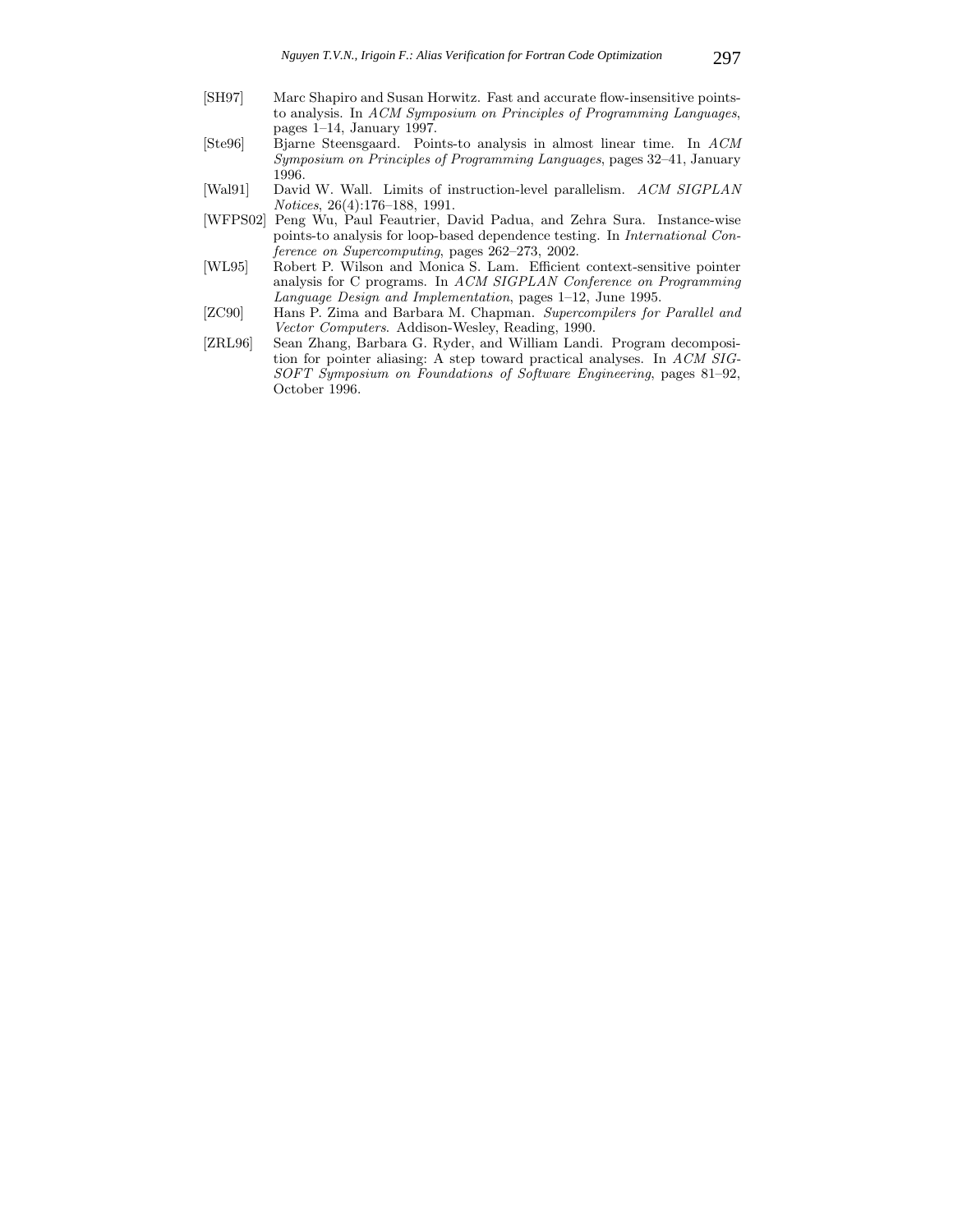[SH97] Marc Shapiro and Susan Horwitz. Fast and accurate flow-insensitive points-to analysis. In *ACM Symposium on Principles of Programming Languages*, pages 1–14, January 1997.

[Ste96] Bjarne Steensgaard. Points-to analysis in almost linear time. In *ACM Symposium on Principles of Programming Languages*, pages 32–41, January 1996.

[Wal91] David W. Wall. Limits of instruction-level parallelism. *ACM SIGPLAN Notices*, 26(4):176–188, 1991.

[WFPS02] Peng Wu, Paul Feautrier, David Padua, and Zehra Sura. Instance-wise points-to analysis for loop-based dependence testing. In *International Conference on Supercomputing*, pages 262–273, 2002.

[WL95] Robert P. Wilson and Monica S. Lam. Efficient context-sensitive pointer analysis for C programs. In *ACM SIGPLAN Conference on Programming Language Design and Implementation*, pages 1–12, June 1995.

[ZC90] Hans P. Zima and Barbara M. Chapman. *Supercompilers for Parallel and Vector Computers*. Addison-Wesley, Reading, 1990.

[ZRL96] Sean Zhang, Barbara G. Ryder, and William Landi. Program decomposition for pointer aliasing: A step toward practical analyses. In *ACM SIGSOFT Symposium on Foundations of Software Engineering*, pages 81–92, October 1996.